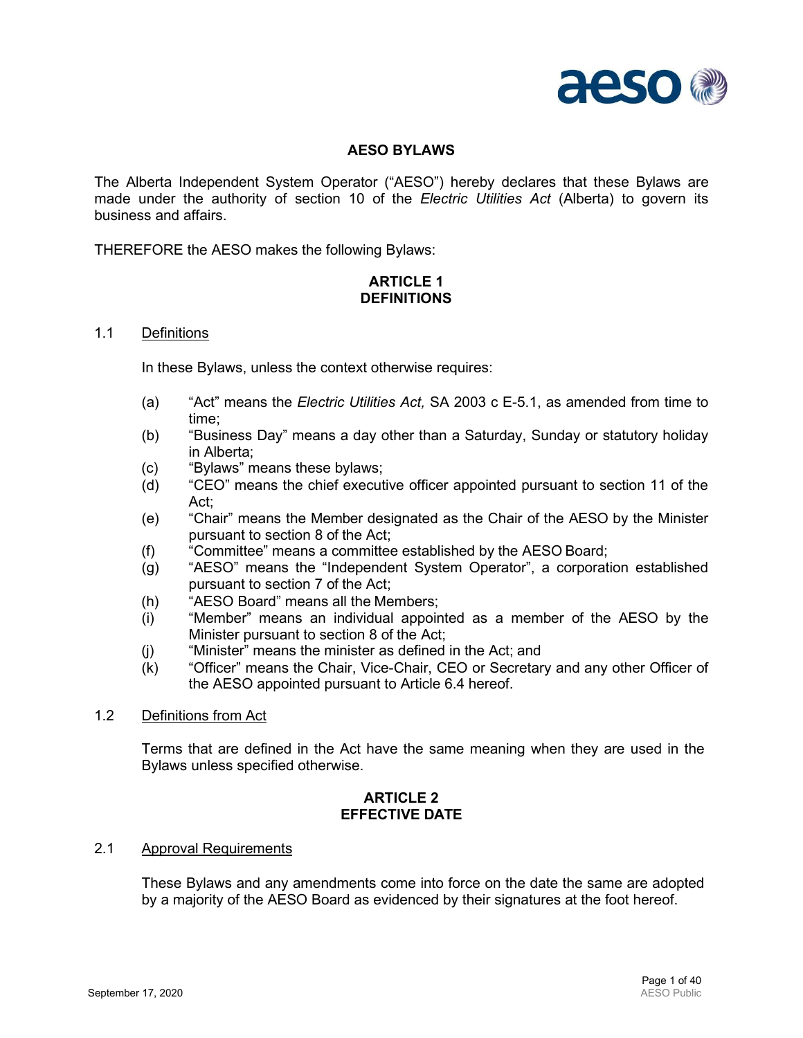# AESO BYLAWS

The Alberta Independent System Operator ("AESO") hereby declares that these Bylaws are made under the authority of section 10 of the *Electric Utilities Act* (Alberta) to govern its business and affairs.

THEREFORE the AESO makes the following Bylaws:

## ARTICLE 1
## DEFINITIONS

### 1.1 Definitions

In these Bylaws, unless the context otherwise requires:

(a) "Act" means the *Electric Utilities Act,* SA 2003 c E-5.1, as amended from time to time;

(b) "Business Day" means a day other than a Saturday, Sunday or statutory holiday in Alberta;

(c) "Bylaws" means these bylaws;

(d) "CEO" means the chief executive officer appointed pursuant to section 11 of the Act;

(e) "Chair" means the Member designated as the Chair of the AESO by the Minister pursuant to section 8 of the Act;

(f) "Committee" means a committee established by the AESO Board;

(g) "AESO" means the "Independent System Operator", a corporation established pursuant to section 7 of the Act;

(h) "AESO Board" means all the Members;

(i) "Member" means an individual appointed as a member of the AESO by the Minister pursuant to section 8 of the Act;

(j) "Minister" means the minister as defined in the Act; and

(k) "Officer" means the Chair, Vice-Chair, CEO or Secretary and any other Officer of the AESO appointed pursuant to Article 6.4 hereof.

### 1.2 Definitions from Act

Terms that are defined in the Act have the same meaning when they are used in the Bylaws unless specified otherwise.

## ARTICLE 2
## EFFECTIVE DATE

### 2.1 Approval Requirements

These Bylaws and any amendments come into force on the date the same are adopted by a majority of the AESO Board as evidenced by their signatures at the foot hereof.

September 17, 2020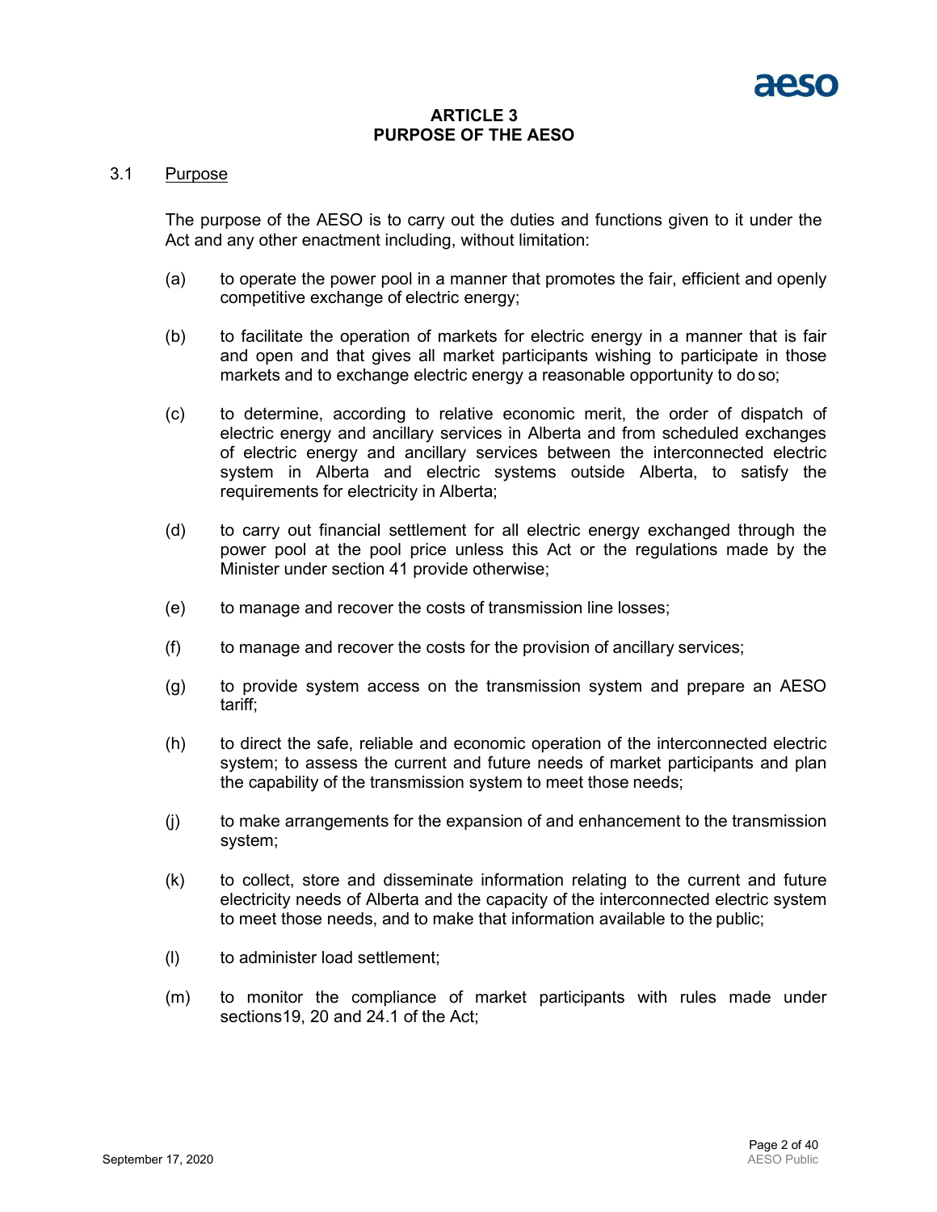## ARTICLE 3
## PURPOSE OF THE AESO

3.1 Purpose

The purpose of the AESO is to carry out the duties and functions given to it under the Act and any other enactment including, without limitation:

(a) to operate the power pool in a manner that promotes the fair, efficient and openly competitive exchange of electric energy;

(b) to facilitate the operation of markets for electric energy in a manner that is fair and open and that gives all market participants wishing to participate in those markets and to exchange electric energy a reasonable opportunity to do so;

(c) to determine, according to relative economic merit, the order of dispatch of electric energy and ancillary services in Alberta and from scheduled exchanges of electric energy and ancillary services between the interconnected electric system in Alberta and electric systems outside Alberta, to satisfy the requirements for electricity in Alberta;

(d) to carry out financial settlement for all electric energy exchanged through the power pool at the pool price unless this Act or the regulations made by the Minister under section 41 provide otherwise;

(e) to manage and recover the costs of transmission line losses;

(f) to manage and recover the costs for the provision of ancillary services;

(g) to provide system access on the transmission system and prepare an AESO tariff;

(h) to direct the safe, reliable and economic operation of the interconnected electric system; to assess the current and future needs of market participants and plan the capability of the transmission system to meet those needs;

(j) to make arrangements for the expansion of and enhancement to the transmission system;

(k) to collect, store and disseminate information relating to the current and future electricity needs of Alberta and the capacity of the interconnected electric system to meet those needs, and to make that information available to the public;

(l) to administer load settlement;

(m) to monitor the compliance of market participants with rules made under sections19, 20 and 24.1 of the Act;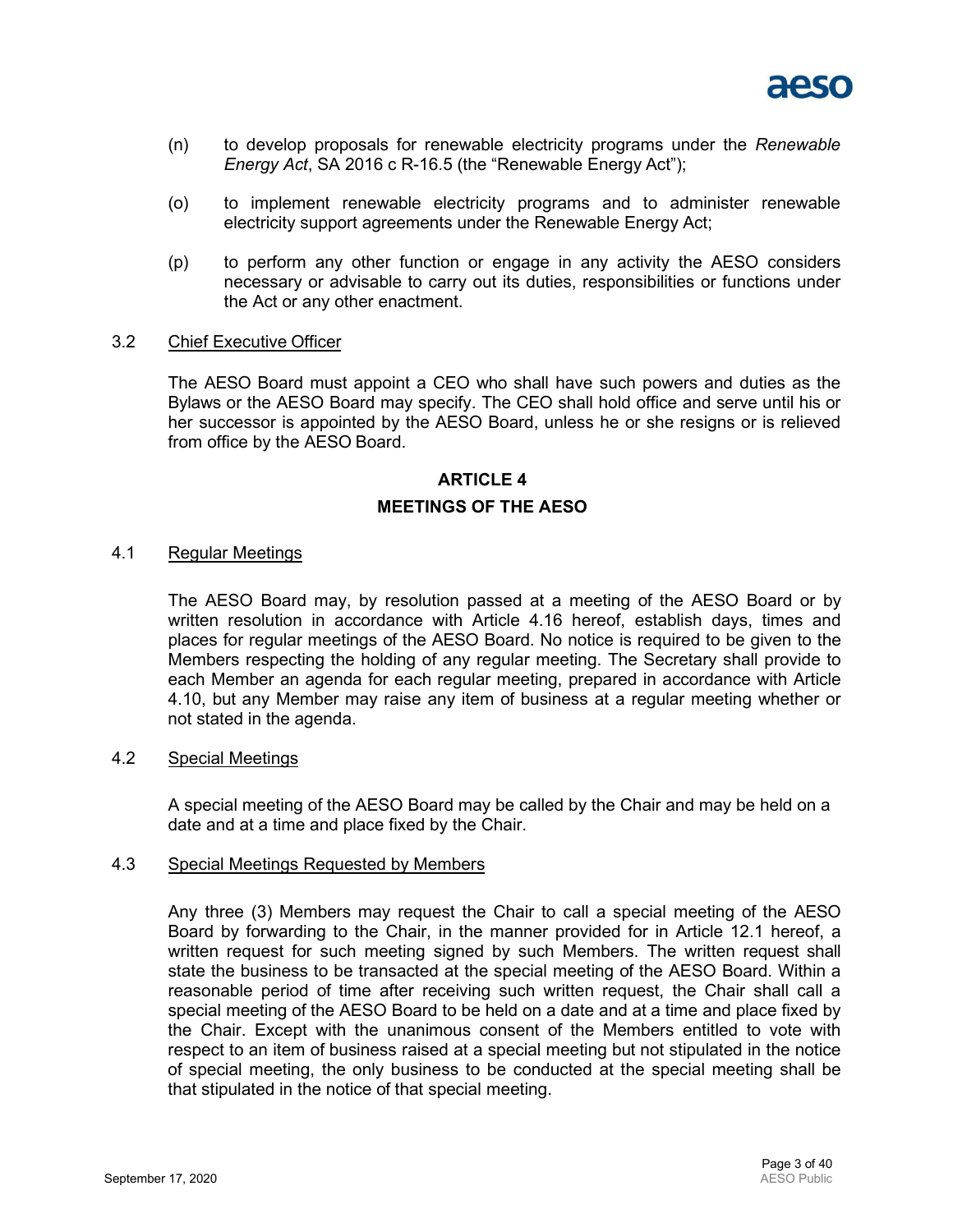(n) to develop proposals for renewable electricity programs under the *Renewable Energy Act*, SA 2016 c R-16.5 (the "Renewable Energy Act");

(o) to implement renewable electricity programs and to administer renewable electricity support agreements under the Renewable Energy Act;

(p) to perform any other function or engage in any activity the AESO considers necessary or advisable to carry out its duties, responsibilities or functions under the Act or any other enactment.

3.2 Chief Executive Officer

The AESO Board must appoint a CEO who shall have such powers and duties as the Bylaws or the AESO Board may specify. The CEO shall hold office and serve until his or her successor is appointed by the AESO Board, unless he or she resigns or is relieved from office by the AESO Board.

## ARTICLE 4
## MEETINGS OF THE AESO

4.1 Regular Meetings

The AESO Board may, by resolution passed at a meeting of the AESO Board or by written resolution in accordance with Article 4.16 hereof, establish days, times and places for regular meetings of the AESO Board. No notice is required to be given to the Members respecting the holding of any regular meeting. The Secretary shall provide to each Member an agenda for each regular meeting, prepared in accordance with Article 4.10, but any Member may raise any item of business at a regular meeting whether or not stated in the agenda.

4.2 Special Meetings

A special meeting of the AESO Board may be called by the Chair and may be held on a date and at a time and place fixed by the Chair.

4.3 Special Meetings Requested by Members

Any three (3) Members may request the Chair to call a special meeting of the AESO Board by forwarding to the Chair, in the manner provided for in Article 12.1 hereof, a written request for such meeting signed by such Members. The written request shall state the business to be transacted at the special meeting of the AESO Board. Within a reasonable period of time after receiving such written request, the Chair shall call a special meeting of the AESO Board to be held on a date and at a time and place fixed by the Chair. Except with the unanimous consent of the Members entitled to vote with respect to an item of business raised at a special meeting but not stipulated in the notice of special meeting, the only business to be conducted at the special meeting shall be that stipulated in the notice of that special meeting.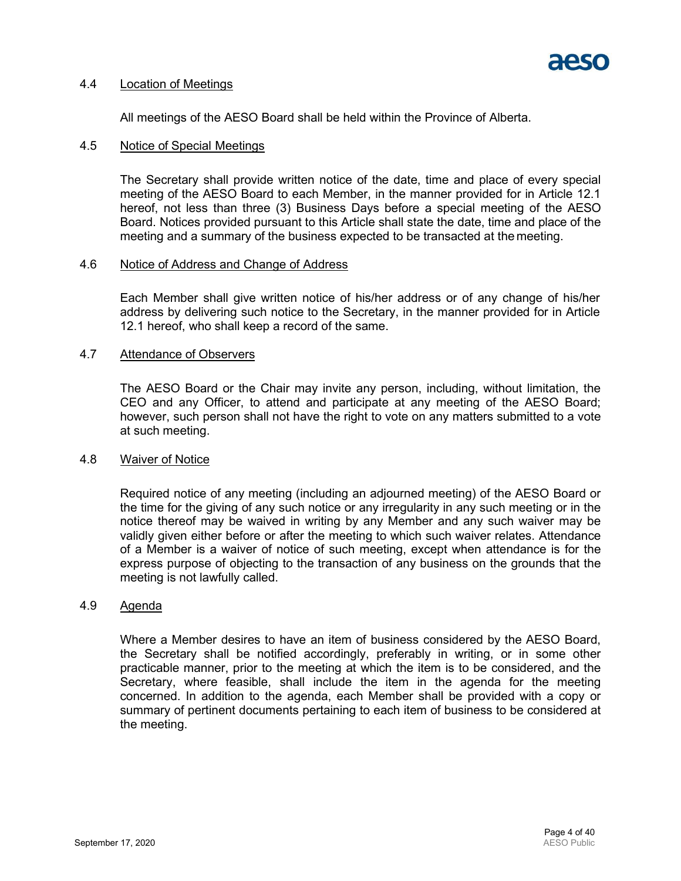### 4.4 Location of Meetings

All meetings of the AESO Board shall be held within the Province of Alberta.

### 4.5 Notice of Special Meetings

The Secretary shall provide written notice of the date, time and place of every special meeting of the AESO Board to each Member, in the manner provided for in Article 12.1 hereof, not less than three (3) Business Days before a special meeting of the AESO Board. Notices provided pursuant to this Article shall state the date, time and place of the meeting and a summary of the business expected to be transacted at the meeting.

### 4.6 Notice of Address and Change of Address

Each Member shall give written notice of his/her address or of any change of his/her address by delivering such notice to the Secretary, in the manner provided for in Article 12.1 hereof, who shall keep a record of the same.

### 4.7 Attendance of Observers

The AESO Board or the Chair may invite any person, including, without limitation, the CEO and any Officer, to attend and participate at any meeting of the AESO Board; however, such person shall not have the right to vote on any matters submitted to a vote at such meeting.

### 4.8 Waiver of Notice

Required notice of any meeting (including an adjourned meeting) of the AESO Board or the time for the giving of any such notice or any irregularity in any such meeting or in the notice thereof may be waived in writing by any Member and any such waiver may be validly given either before or after the meeting to which such waiver relates. Attendance of a Member is a waiver of notice of such meeting, except when attendance is for the express purpose of objecting to the transaction of any business on the grounds that the meeting is not lawfully called.

### 4.9 Agenda

Where a Member desires to have an item of business considered by the AESO Board, the Secretary shall be notified accordingly, preferably in writing, or in some other practicable manner, prior to the meeting at which the item is to be considered, and the Secretary, where feasible, shall include the item in the agenda for the meeting concerned. In addition to the agenda, each Member shall be provided with a copy or summary of pertinent documents pertaining to each item of business to be considered at the meeting.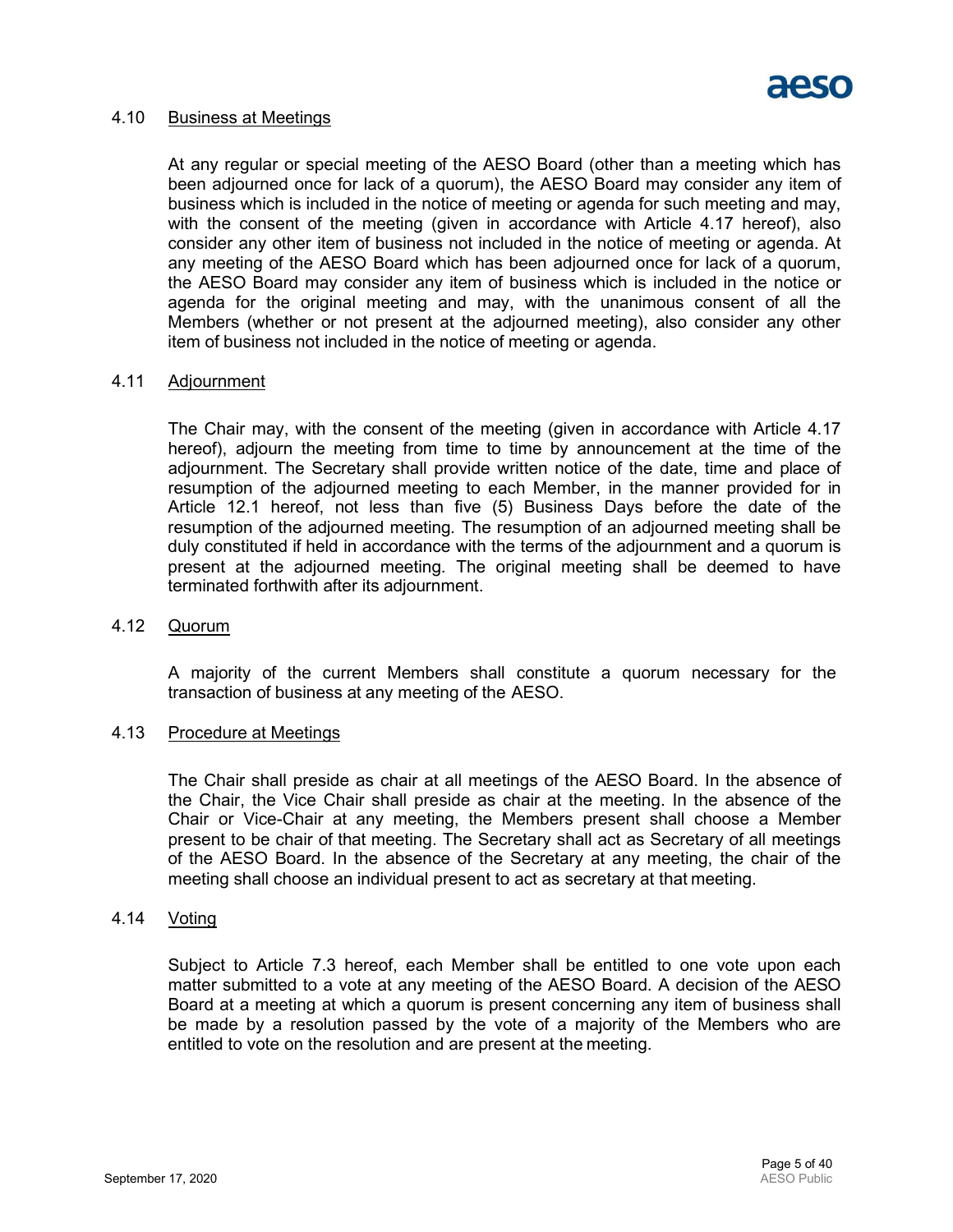### 4.10 Business at Meetings

At any regular or special meeting of the AESO Board (other than a meeting which has been adjourned once for lack of a quorum), the AESO Board may consider any item of business which is included in the notice of meeting or agenda for such meeting and may, with the consent of the meeting (given in accordance with Article 4.17 hereof), also consider any other item of business not included in the notice of meeting or agenda. At any meeting of the AESO Board which has been adjourned once for lack of a quorum, the AESO Board may consider any item of business which is included in the notice or agenda for the original meeting and may, with the unanimous consent of all the Members (whether or not present at the adjourned meeting), also consider any other item of business not included in the notice of meeting or agenda.

### 4.11 Adjournment

The Chair may, with the consent of the meeting (given in accordance with Article 4.17 hereof), adjourn the meeting from time to time by announcement at the time of the adjournment. The Secretary shall provide written notice of the date, time and place of resumption of the adjourned meeting to each Member, in the manner provided for in Article 12.1 hereof, not less than five (5) Business Days before the date of the resumption of the adjourned meeting. The resumption of an adjourned meeting shall be duly constituted if held in accordance with the terms of the adjournment and a quorum is present at the adjourned meeting. The original meeting shall be deemed to have terminated forthwith after its adjournment.

### 4.12 Quorum

A majority of the current Members shall constitute a quorum necessary for the transaction of business at any meeting of the AESO.

### 4.13 Procedure at Meetings

The Chair shall preside as chair at all meetings of the AESO Board. In the absence of the Chair, the Vice Chair shall preside as chair at the meeting. In the absence of the Chair or Vice-Chair at any meeting, the Members present shall choose a Member present to be chair of that meeting. The Secretary shall act as Secretary of all meetings of the AESO Board. In the absence of the Secretary at any meeting, the chair of the meeting shall choose an individual present to act as secretary at that meeting.

### 4.14 Voting

Subject to Article 7.3 hereof, each Member shall be entitled to one vote upon each matter submitted to a vote at any meeting of the AESO Board. A decision of the AESO Board at a meeting at which a quorum is present concerning any item of business shall be made by a resolution passed by the vote of a majority of the Members who are entitled to vote on the resolution and are present at the meeting.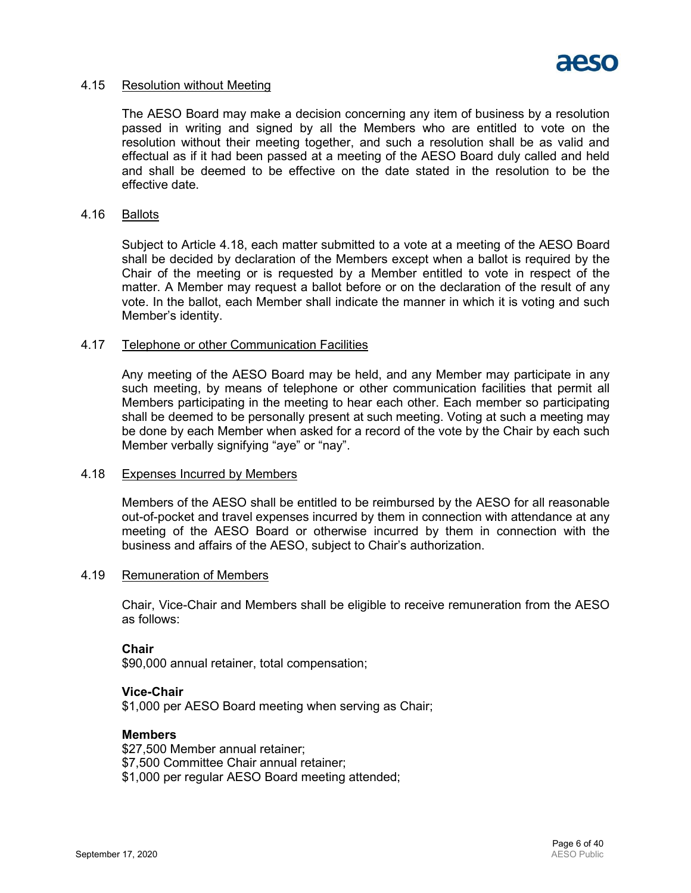### 4.15 Resolution without Meeting

The AESO Board may make a decision concerning any item of business by a resolution passed in writing and signed by all the Members who are entitled to vote on the resolution without their meeting together, and such a resolution shall be as valid and effectual as if it had been passed at a meeting of the AESO Board duly called and held and shall be deemed to be effective on the date stated in the resolution to be the effective date.

### 4.16 Ballots

Subject to Article 4.18, each matter submitted to a vote at a meeting of the AESO Board shall be decided by declaration of the Members except when a ballot is required by the Chair of the meeting or is requested by a Member entitled to vote in respect of the matter. A Member may request a ballot before or on the declaration of the result of any vote. In the ballot, each Member shall indicate the manner in which it is voting and such Member's identity.

### 4.17 Telephone or other Communication Facilities

Any meeting of the AESO Board may be held, and any Member may participate in any such meeting, by means of telephone or other communication facilities that permit all Members participating in the meeting to hear each other. Each member so participating shall be deemed to be personally present at such meeting. Voting at such a meeting may be done by each Member when asked for a record of the vote by the Chair by each such Member verbally signifying "aye" or "nay".

### 4.18 Expenses Incurred by Members

Members of the AESO shall be entitled to be reimbursed by the AESO for all reasonable out-of-pocket and travel expenses incurred by them in connection with attendance at any meeting of the AESO Board or otherwise incurred by them in connection with the business and affairs of the AESO, subject to Chair's authorization.

### 4.19 Remuneration of Members

Chair, Vice-Chair and Members shall be eligible to receive remuneration from the AESO as follows:

**Chair**
$90,000 annual retainer, total compensation;

**Vice-Chair**
$1,000 per AESO Board meeting when serving as Chair;

**Members**
$27,500 Member annual retainer;
$7,500 Committee Chair annual retainer;
$1,000 per regular AESO Board meeting attended;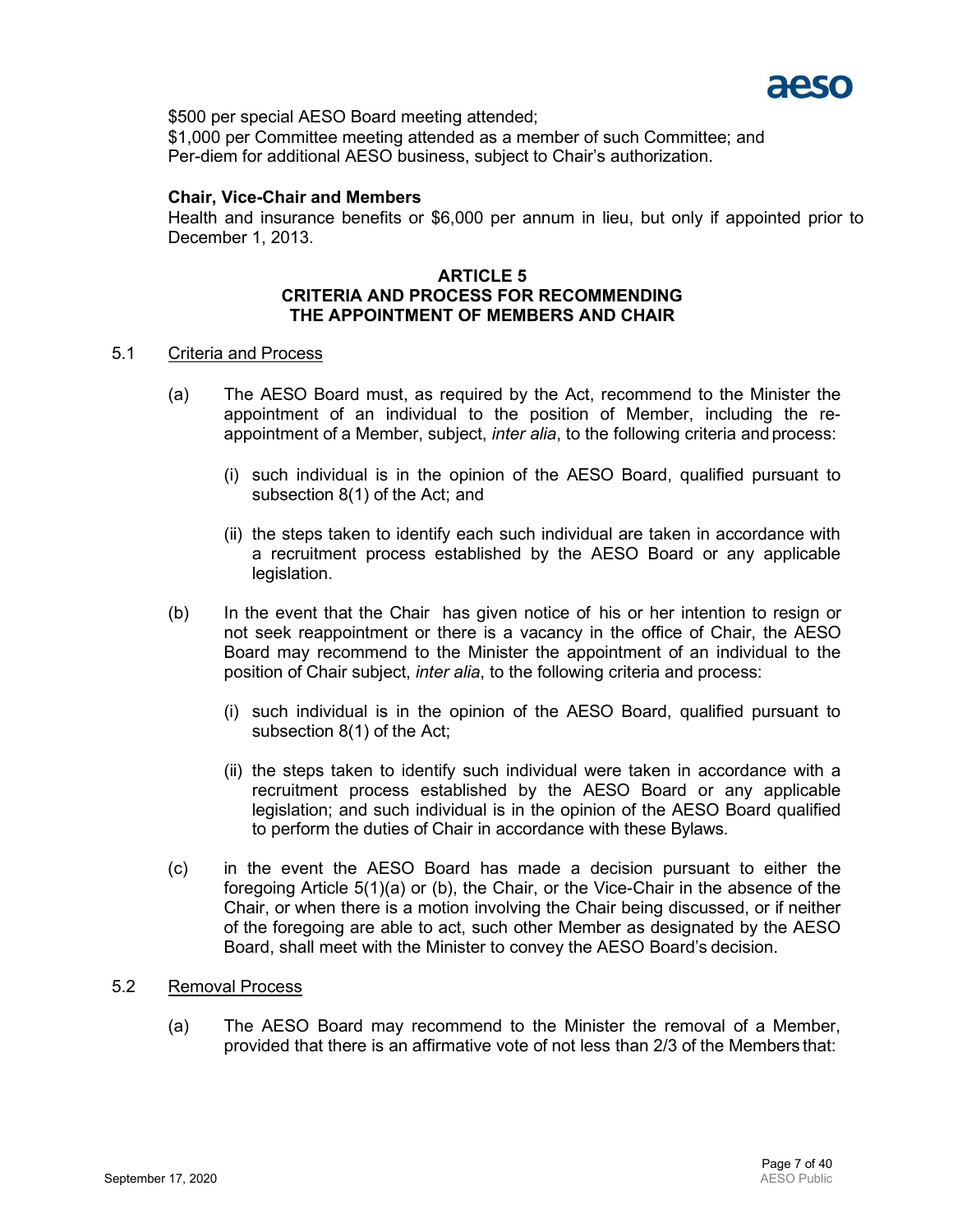$500 per special AESO Board meeting attended;
$1,000 per Committee meeting attended as a member of such Committee; and
Per-diem for additional AESO business, subject to Chair's authorization.

**Chair, Vice-Chair and Members**

Health and insurance benefits or $6,000 per annum in lieu, but only if appointed prior to December 1, 2013.

## ARTICLE 5
## CRITERIA AND PROCESS FOR RECOMMENDING THE APPOINTMENT OF MEMBERS AND CHAIR

5.1 Criteria and Process

(a) The AESO Board must, as required by the Act, recommend to the Minister the appointment of an individual to the position of Member, including the re-appointment of a Member, subject, *inter alia*, to the following criteria and process:

(i) such individual is in the opinion of the AESO Board, qualified pursuant to subsection 8(1) of the Act; and

(ii) the steps taken to identify each such individual are taken in accordance with a recruitment process established by the AESO Board or any applicable legislation.

(b) In the event that the Chair has given notice of his or her intention to resign or not seek reappointment or there is a vacancy in the office of Chair, the AESO Board may recommend to the Minister the appointment of an individual to the position of Chair subject, *inter alia*, to the following criteria and process:

(i) such individual is in the opinion of the AESO Board, qualified pursuant to subsection 8(1) of the Act;

(ii) the steps taken to identify such individual were taken in accordance with a recruitment process established by the AESO Board or any applicable legislation; and such individual is in the opinion of the AESO Board qualified to perform the duties of Chair in accordance with these Bylaws.

(c) in the event the AESO Board has made a decision pursuant to either the foregoing Article 5(1)(a) or (b), the Chair, or the Vice-Chair in the absence of the Chair, or when there is a motion involving the Chair being discussed, or if neither of the foregoing are able to act, such other Member as designated by the AESO Board, shall meet with the Minister to convey the AESO Board's decision.

5.2 Removal Process

(a) The AESO Board may recommend to the Minister the removal of a Member, provided that there is an affirmative vote of not less than 2/3 of the Members that: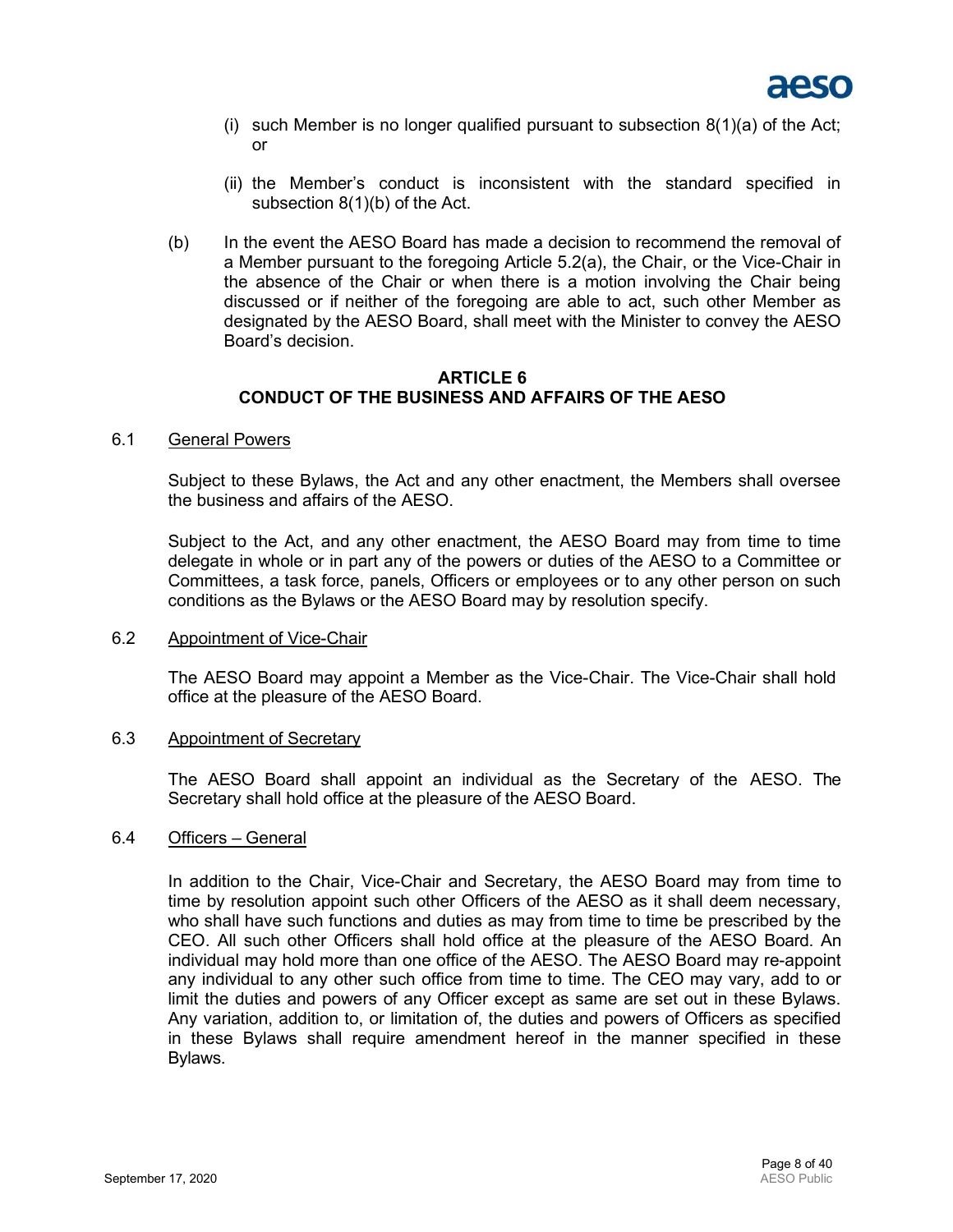(i) such Member is no longer qualified pursuant to subsection 8(1)(a) of the Act; or

(ii) the Member's conduct is inconsistent with the standard specified in subsection 8(1)(b) of the Act.

(b) In the event the AESO Board has made a decision to recommend the removal of a Member pursuant to the foregoing Article 5.2(a), the Chair, or the Vice-Chair in the absence of the Chair or when there is a motion involving the Chair being discussed or if neither of the foregoing are able to act, such other Member as designated by the AESO Board, shall meet with the Minister to convey the AESO Board's decision.

## ARTICLE 6
## CONDUCT OF THE BUSINESS AND AFFAIRS OF THE AESO

6.1 General Powers

Subject to these Bylaws, the Act and any other enactment, the Members shall oversee the business and affairs of the AESO.

Subject to the Act, and any other enactment, the AESO Board may from time to time delegate in whole or in part any of the powers or duties of the AESO to a Committee or Committees, a task force, panels, Officers or employees or to any other person on such conditions as the Bylaws or the AESO Board may by resolution specify.

6.2 Appointment of Vice-Chair

The AESO Board may appoint a Member as the Vice-Chair. The Vice-Chair shall hold office at the pleasure of the AESO Board.

6.3 Appointment of Secretary

The AESO Board shall appoint an individual as the Secretary of the AESO. The Secretary shall hold office at the pleasure of the AESO Board.

6.4 Officers – General

In addition to the Chair, Vice-Chair and Secretary, the AESO Board may from time to time by resolution appoint such other Officers of the AESO as it shall deem necessary, who shall have such functions and duties as may from time to time be prescribed by the CEO. All such other Officers shall hold office at the pleasure of the AESO Board. An individual may hold more than one office of the AESO. The AESO Board may re-appoint any individual to any other such office from time to time. The CEO may vary, add to or limit the duties and powers of any Officer except as same are set out in these Bylaws. Any variation, addition to, or limitation of, the duties and powers of Officers as specified in these Bylaws shall require amendment hereof in the manner specified in these Bylaws.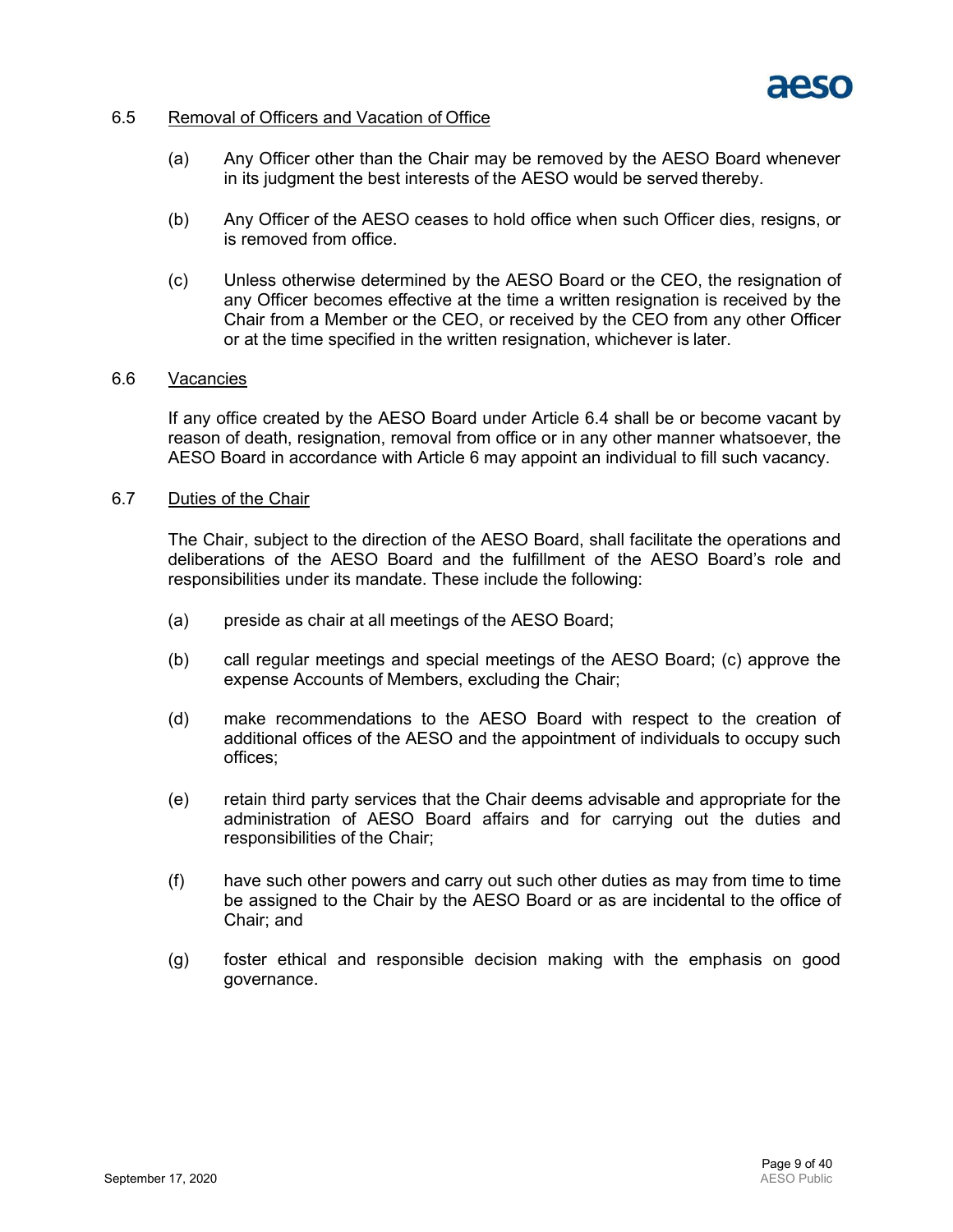### 6.5 Removal of Officers and Vacation of Office

(a) Any Officer other than the Chair may be removed by the AESO Board whenever in its judgment the best interests of the AESO would be served thereby.

(b) Any Officer of the AESO ceases to hold office when such Officer dies, resigns, or is removed from office.

(c) Unless otherwise determined by the AESO Board or the CEO, the resignation of any Officer becomes effective at the time a written resignation is received by the Chair from a Member or the CEO, or received by the CEO from any other Officer or at the time specified in the written resignation, whichever is later.

### 6.6 Vacancies

If any office created by the AESO Board under Article 6.4 shall be or become vacant by reason of death, resignation, removal from office or in any other manner whatsoever, the AESO Board in accordance with Article 6 may appoint an individual to fill such vacancy.

### 6.7 Duties of the Chair

The Chair, subject to the direction of the AESO Board, shall facilitate the operations and deliberations of the AESO Board and the fulfillment of the AESO Board's role and responsibilities under its mandate. These include the following:

(a) preside as chair at all meetings of the AESO Board;

(b) call regular meetings and special meetings of the AESO Board; (c) approve the expense Accounts of Members, excluding the Chair;

(d) make recommendations to the AESO Board with respect to the creation of additional offices of the AESO and the appointment of individuals to occupy such offices;

(e) retain third party services that the Chair deems advisable and appropriate for the administration of AESO Board affairs and for carrying out the duties and responsibilities of the Chair;

(f) have such other powers and carry out such other duties as may from time to time be assigned to the Chair by the AESO Board or as are incidental to the office of Chair; and

(g) foster ethical and responsible decision making with the emphasis on good governance.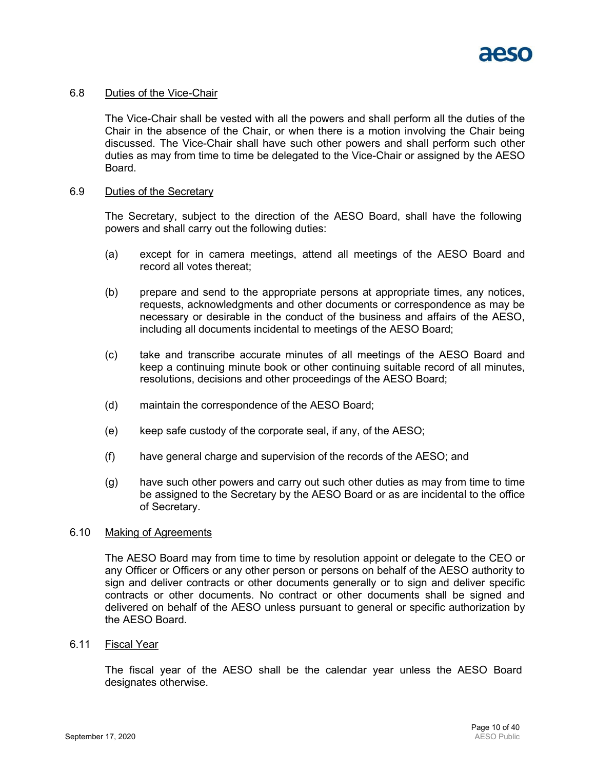### 6.8 Duties of the Vice-Chair

The Vice-Chair shall be vested with all the powers and shall perform all the duties of the Chair in the absence of the Chair, or when there is a motion involving the Chair being discussed. The Vice-Chair shall have such other powers and shall perform such other duties as may from time to time be delegated to the Vice-Chair or assigned by the AESO Board.

### 6.9 Duties of the Secretary

The Secretary, subject to the direction of the AESO Board, shall have the following powers and shall carry out the following duties:

(a) except for in camera meetings, attend all meetings of the AESO Board and record all votes thereat;

(b) prepare and send to the appropriate persons at appropriate times, any notices, requests, acknowledgments and other documents or correspondence as may be necessary or desirable in the conduct of the business and affairs of the AESO, including all documents incidental to meetings of the AESO Board;

(c) take and transcribe accurate minutes of all meetings of the AESO Board and keep a continuing minute book or other continuing suitable record of all minutes, resolutions, decisions and other proceedings of the AESO Board;

(d) maintain the correspondence of the AESO Board;

(e) keep safe custody of the corporate seal, if any, of the AESO;

(f) have general charge and supervision of the records of the AESO; and

(g) have such other powers and carry out such other duties as may from time to time be assigned to the Secretary by the AESO Board or as are incidental to the office of Secretary.

### 6.10 Making of Agreements

The AESO Board may from time to time by resolution appoint or delegate to the CEO or any Officer or Officers or any other person or persons on behalf of the AESO authority to sign and deliver contracts or other documents generally or to sign and deliver specific contracts or other documents. No contract or other documents shall be signed and delivered on behalf of the AESO unless pursuant to general or specific authorization by the AESO Board.

### 6.11 Fiscal Year

The fiscal year of the AESO shall be the calendar year unless the AESO Board designates otherwise.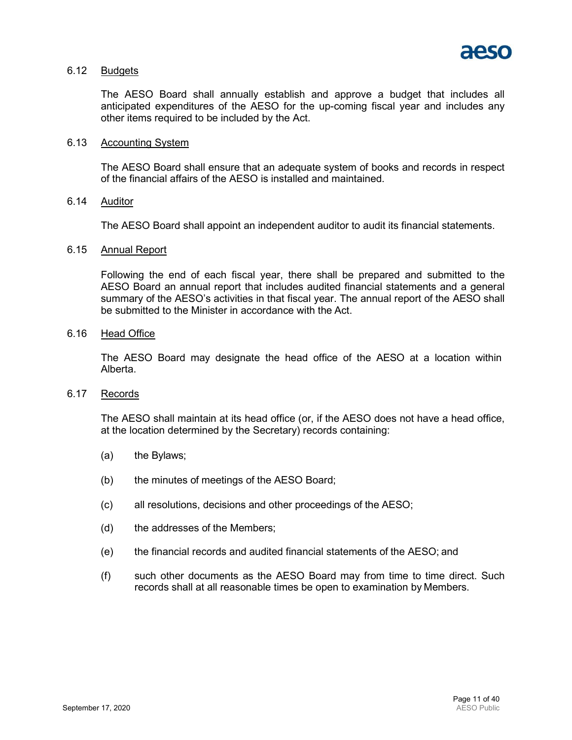### 6.12 Budgets

The AESO Board shall annually establish and approve a budget that includes all anticipated expenditures of the AESO for the up-coming fiscal year and includes any other items required to be included by the Act.

### 6.13 Accounting System

The AESO Board shall ensure that an adequate system of books and records in respect of the financial affairs of the AESO is installed and maintained.

### 6.14 Auditor

The AESO Board shall appoint an independent auditor to audit its financial statements.

### 6.15 Annual Report

Following the end of each fiscal year, there shall be prepared and submitted to the AESO Board an annual report that includes audited financial statements and a general summary of the AESO's activities in that fiscal year. The annual report of the AESO shall be submitted to the Minister in accordance with the Act.

### 6.16 Head Office

The AESO Board may designate the head office of the AESO at a location within Alberta.

### 6.17 Records

The AESO shall maintain at its head office (or, if the AESO does not have a head office, at the location determined by the Secretary) records containing:

(a) the Bylaws;

(b) the minutes of meetings of the AESO Board;

(c) all resolutions, decisions and other proceedings of the AESO;

(d) the addresses of the Members;

(e) the financial records and audited financial statements of the AESO; and

(f) such other documents as the AESO Board may from time to time direct. Such records shall at all reasonable times be open to examination by Members.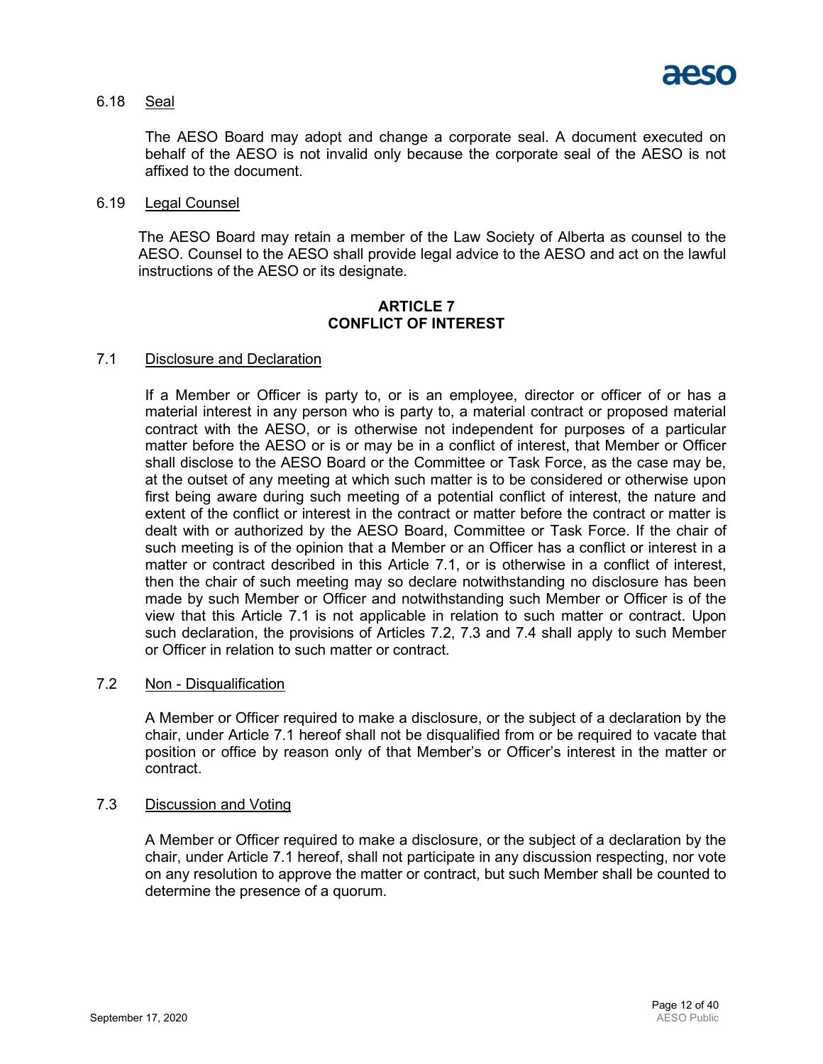6.18 Seal

The AESO Board may adopt and change a corporate seal. A document executed on behalf of the AESO is not invalid only because the corporate seal of the AESO is not affixed to the document.

6.19 Legal Counsel

The AESO Board may retain a member of the Law Society of Alberta as counsel to the AESO. Counsel to the AESO shall provide legal advice to the AESO and act on the lawful instructions of the AESO or its designate.

## ARTICLE 7
## CONFLICT OF INTEREST

7.1 Disclosure and Declaration

If a Member or Officer is party to, or is an employee, director or officer of or has a material interest in any person who is party to, a material contract or proposed material contract with the AESO, or is otherwise not independent for purposes of a particular matter before the AESO or is or may be in a conflict of interest, that Member or Officer shall disclose to the AESO Board or the Committee or Task Force, as the case may be, at the outset of any meeting at which such matter is to be considered or otherwise upon first being aware during such meeting of a potential conflict of interest, the nature and extent of the conflict or interest in the contract or matter before the contract or matter is dealt with or authorized by the AESO Board, Committee or Task Force. If the chair of such meeting is of the opinion that a Member or an Officer has a conflict or interest in a matter or contract described in this Article 7.1, or is otherwise in a conflict of interest, then the chair of such meeting may so declare notwithstanding no disclosure has been made by such Member or Officer and notwithstanding such Member or Officer is of the view that this Article 7.1 is not applicable in relation to such matter or contract. Upon such declaration, the provisions of Articles 7.2, 7.3 and 7.4 shall apply to such Member or Officer in relation to such matter or contract.

7.2 Non - Disqualification

A Member or Officer required to make a disclosure, or the subject of a declaration by the chair, under Article 7.1 hereof shall not be disqualified from or be required to vacate that position or office by reason only of that Member's or Officer's interest in the matter or contract.

7.3 Discussion and Voting

A Member or Officer required to make a disclosure, or the subject of a declaration by the chair, under Article 7.1 hereof, shall not participate in any discussion respecting, nor vote on any resolution to approve the matter or contract, but such Member shall be counted to determine the presence of a quorum.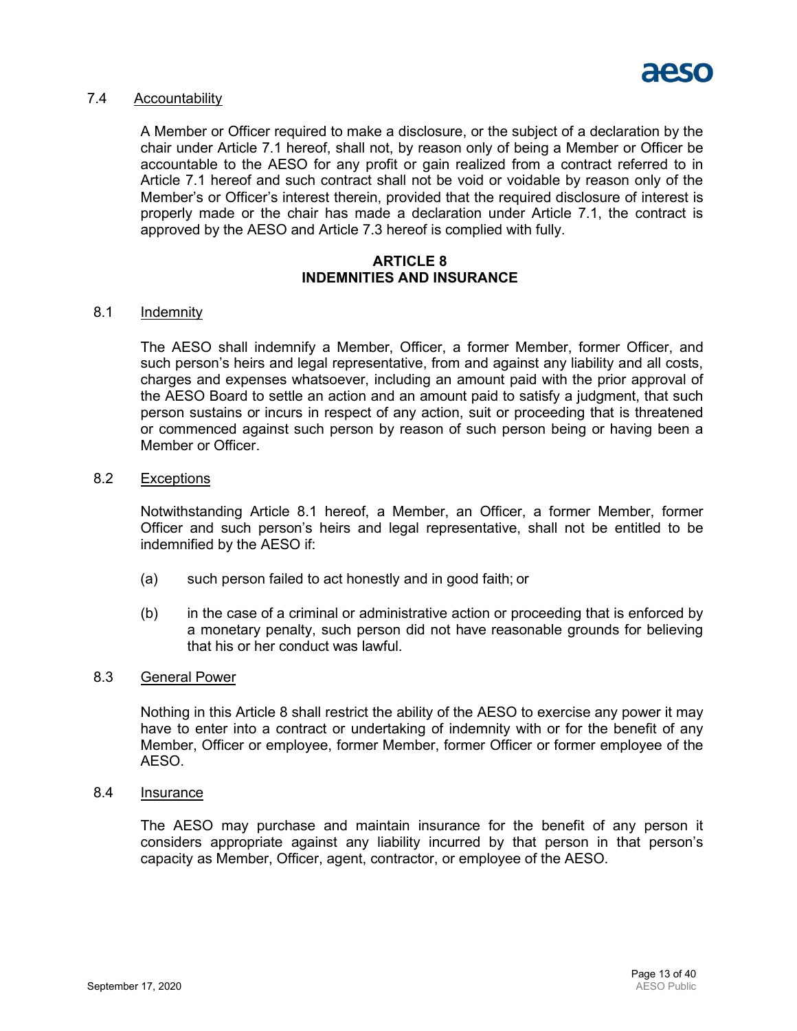### 7.4 Accountability

A Member or Officer required to make a disclosure, or the subject of a declaration by the chair under Article 7.1 hereof, shall not, by reason only of being a Member or Officer be accountable to the AESO for any profit or gain realized from a contract referred to in Article 7.1 hereof and such contract shall not be void or voidable by reason only of the Member's or Officer's interest therein, provided that the required disclosure of interest is properly made or the chair has made a declaration under Article 7.1, the contract is approved by the AESO and Article 7.3 hereof is complied with fully.

## ARTICLE 8
## INDEMNITIES AND INSURANCE

### 8.1 Indemnity

The AESO shall indemnify a Member, Officer, a former Member, former Officer, and such person's heirs and legal representative, from and against any liability and all costs, charges and expenses whatsoever, including an amount paid with the prior approval of the AESO Board to settle an action and an amount paid to satisfy a judgment, that such person sustains or incurs in respect of any action, suit or proceeding that is threatened or commenced against such person by reason of such person being or having been a Member or Officer.

### 8.2 Exceptions

Notwithstanding Article 8.1 hereof, a Member, an Officer, a former Member, former Officer and such person's heirs and legal representative, shall not be entitled to be indemnified by the AESO if:

(a) such person failed to act honestly and in good faith; or

(b) in the case of a criminal or administrative action or proceeding that is enforced by a monetary penalty, such person did not have reasonable grounds for believing that his or her conduct was lawful.

### 8.3 General Power

Nothing in this Article 8 shall restrict the ability of the AESO to exercise any power it may have to enter into a contract or undertaking of indemnity with or for the benefit of any Member, Officer or employee, former Member, former Officer or former employee of the AESO.

### 8.4 Insurance

The AESO may purchase and maintain insurance for the benefit of any person it considers appropriate against any liability incurred by that person in that person's capacity as Member, Officer, agent, contractor, or employee of the AESO.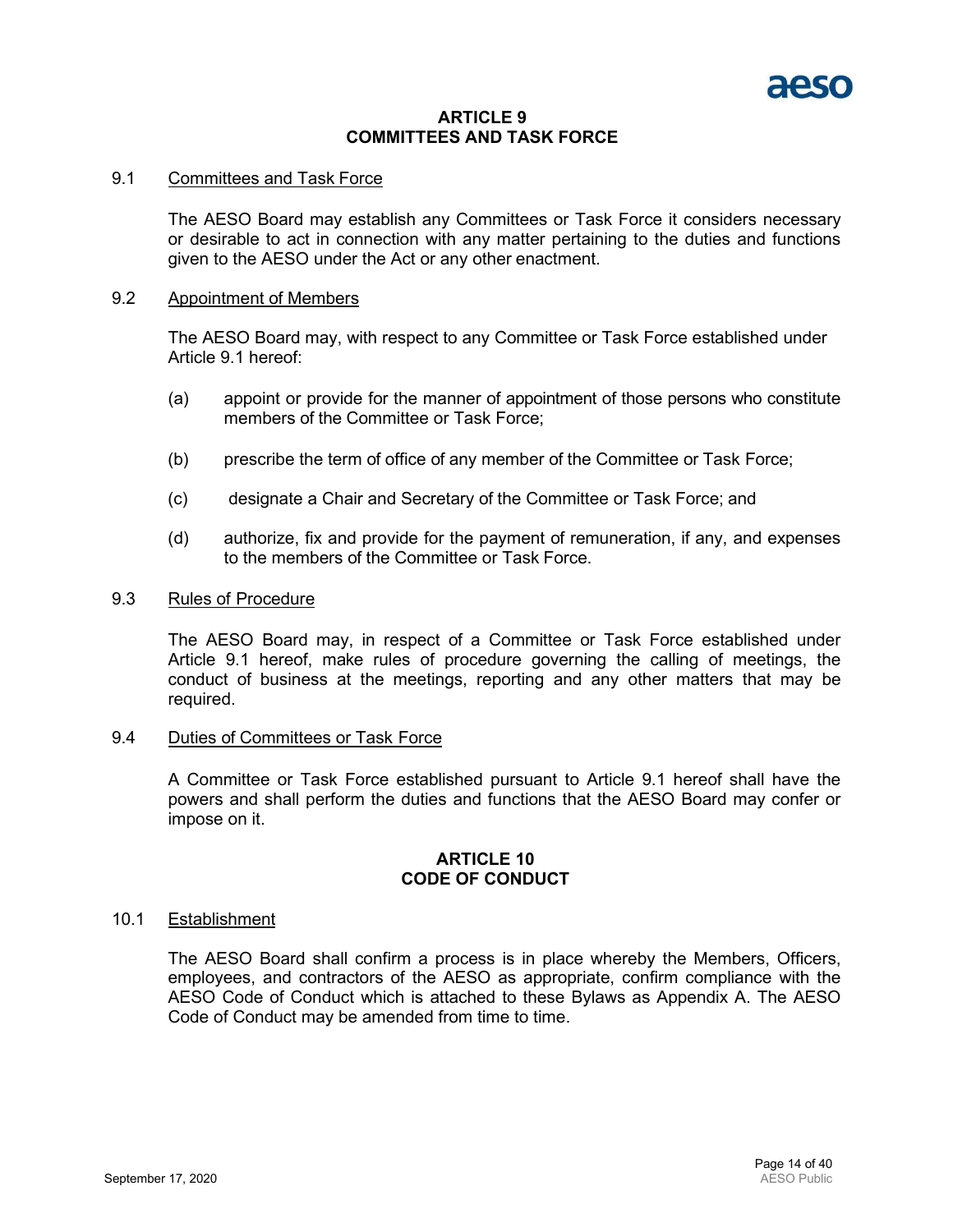## ARTICLE 9
## COMMITTEES AND TASK FORCE

### 9.1 Committees and Task Force

The AESO Board may establish any Committees or Task Force it considers necessary or desirable to act in connection with any matter pertaining to the duties and functions given to the AESO under the Act or any other enactment.

### 9.2 Appointment of Members

The AESO Board may, with respect to any Committee or Task Force established under Article 9.1 hereof:

(a) appoint or provide for the manner of appointment of those persons who constitute members of the Committee or Task Force;

(b) prescribe the term of office of any member of the Committee or Task Force;

(c) designate a Chair and Secretary of the Committee or Task Force; and

(d) authorize, fix and provide for the payment of remuneration, if any, and expenses to the members of the Committee or Task Force.

### 9.3 Rules of Procedure

The AESO Board may, in respect of a Committee or Task Force established under Article 9.1 hereof, make rules of procedure governing the calling of meetings, the conduct of business at the meetings, reporting and any other matters that may be required.

### 9.4 Duties of Committees or Task Force

A Committee or Task Force established pursuant to Article 9.1 hereof shall have the powers and shall perform the duties and functions that the AESO Board may confer or impose on it.

## ARTICLE 10
## CODE OF CONDUCT

### 10.1 Establishment

The AESO Board shall confirm a process is in place whereby the Members, Officers, employees, and contractors of the AESO as appropriate, confirm compliance with the AESO Code of Conduct which is attached to these Bylaws as Appendix A. The AESO Code of Conduct may be amended from time to time.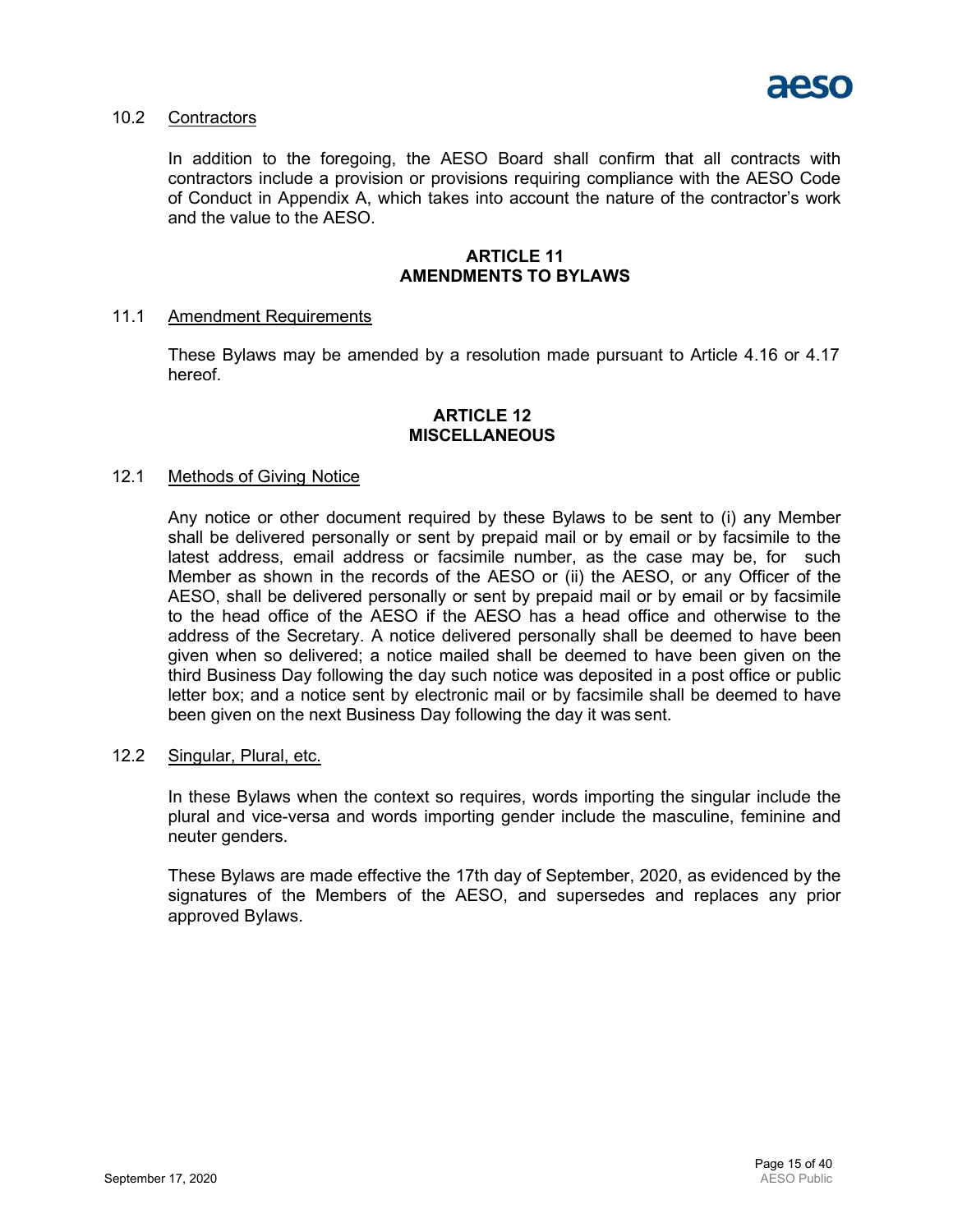10.2 Contractors

In addition to the foregoing, the AESO Board shall confirm that all contracts with contractors include a provision or provisions requiring compliance with the AESO Code of Conduct in Appendix A, which takes into account the nature of the contractor's work and the value to the AESO.

## ARTICLE 11
## AMENDMENTS TO BYLAWS

11.1 Amendment Requirements

These Bylaws may be amended by a resolution made pursuant to Article 4.16 or 4.17 hereof.

## ARTICLE 12
## MISCELLANEOUS

12.1 Methods of Giving Notice

Any notice or other document required by these Bylaws to be sent to (i) any Member shall be delivered personally or sent by prepaid mail or by email or by facsimile to the latest address, email address or facsimile number, as the case may be, for such Member as shown in the records of the AESO or (ii) the AESO, or any Officer of the AESO, shall be delivered personally or sent by prepaid mail or by email or by facsimile to the head office of the AESO if the AESO has a head office and otherwise to the address of the Secretary. A notice delivered personally shall be deemed to have been given when so delivered; a notice mailed shall be deemed to have been given on the third Business Day following the day such notice was deposited in a post office or public letter box; and a notice sent by electronic mail or by facsimile shall be deemed to have been given on the next Business Day following the day it was sent.

12.2 Singular, Plural, etc.

In these Bylaws when the context so requires, words importing the singular include the plural and vice-versa and words importing gender include the masculine, feminine and neuter genders.

These Bylaws are made effective the 17th day of September, 2020, as evidenced by the signatures of the Members of the AESO, and supersedes and replaces any prior approved Bylaws.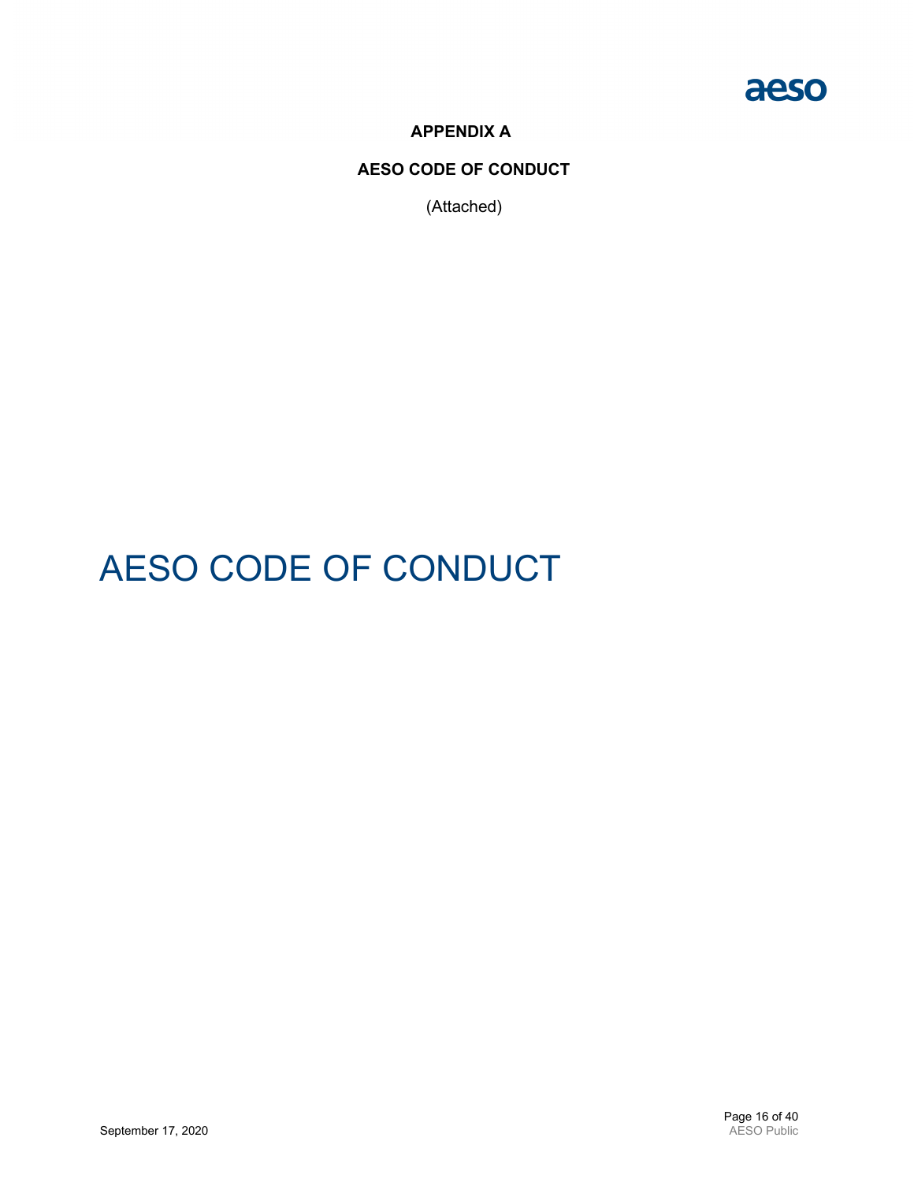**APPENDIX A**

**AESO CODE OF CONDUCT**

(Attached)

# AESO CODE OF CONDUCT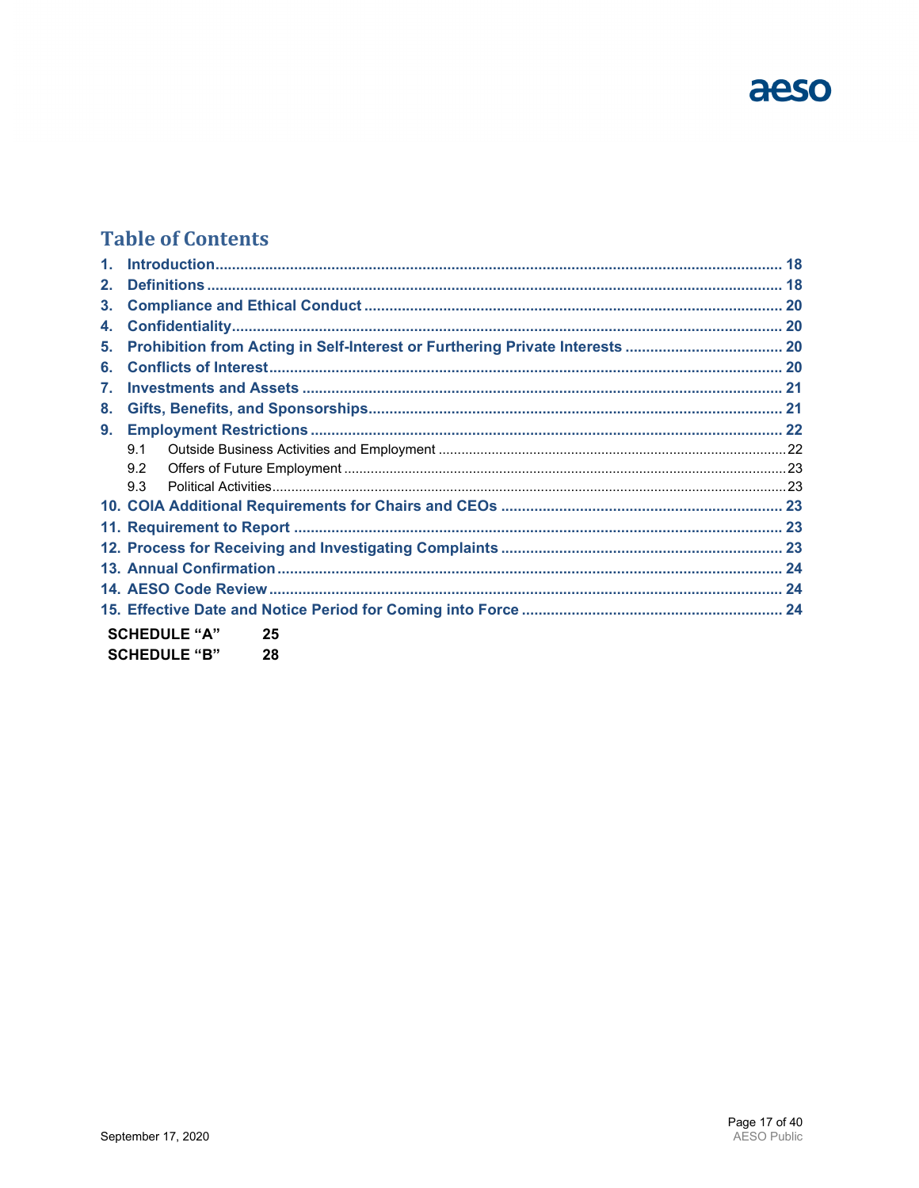## Table of Contents

1. Introduction ........ 18
2. Definitions ........ 18
3. Compliance and Ethical Conduct ........ 20
4. Confidentiality ........ 20
5. Prohibition from Acting in Self-Interest or Furthering Private Interests ........ 20
6. Conflicts of Interest ........ 20
7. Investments and Assets ........ 21
8. Gifts, Benefits, and Sponsorships ........ 21
9. Employment Restrictions ........ 22
   - 9.1 Outside Business Activities and Employment ........ 22
   - 9.2 Offers of Future Employment ........ 23
   - 9.3 Political Activities ........ 23
10. COIA Additional Requirements for Chairs and CEOs ........ 23
11. Requirement to Report ........ 23
12. Process for Receiving and Investigating Complaints ........ 23
13. Annual Confirmation ........ 24
14. AESO Code Review ........ 24
15. Effective Date and Notice Period for Coming into Force ........ 24

**SCHEDULE "A"** 25

**SCHEDULE "B"** 28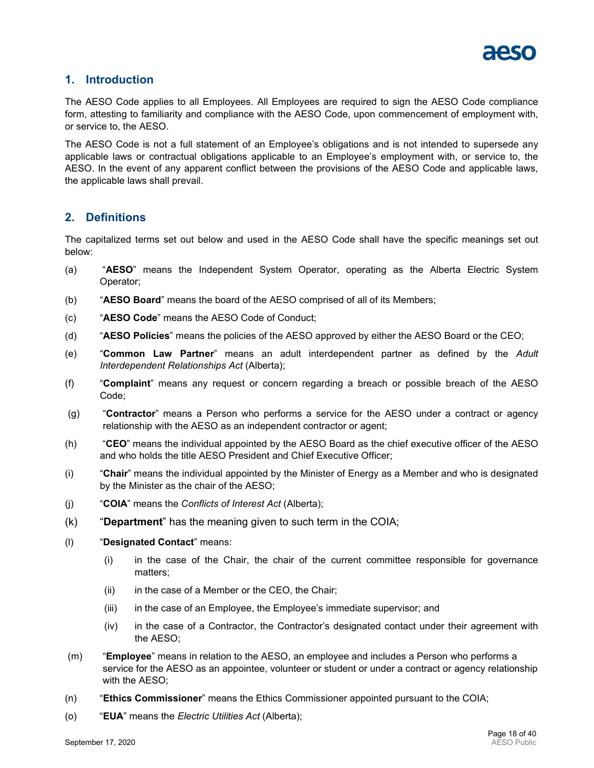## 1. Introduction

The AESO Code applies to all Employees. All Employees are required to sign the AESO Code compliance form, attesting to familiarity and compliance with the AESO Code, upon commencement of employment with, or service to, the AESO.

The AESO Code is not a full statement of an Employee's obligations and is not intended to supersede any applicable laws or contractual obligations applicable to an Employee's employment with, or service to, the AESO. In the event of any apparent conflict between the provisions of the AESO Code and applicable laws, the applicable laws shall prevail.

## 2. Definitions

The capitalized terms set out below and used in the AESO Code shall have the specific meanings set out below:

(a) "**AESO**" means the Independent System Operator, operating as the Alberta Electric System Operator;

(b) "**AESO Board**" means the board of the AESO comprised of all of its Members;

(c) "**AESO Code**" means the AESO Code of Conduct;

(d) "**AESO Policies**" means the policies of the AESO approved by either the AESO Board or the CEO;

(e) "**Common Law Partner**" means an adult interdependent partner as defined by the *Adult Interdependent Relationships Act* (Alberta);

(f) "**Complaint**" means any request or concern regarding a breach or possible breach of the AESO Code;

(g) "**Contractor**" means a Person who performs a service for the AESO under a contract or agency relationship with the AESO as an independent contractor or agent;

(h) "**CEO**" means the individual appointed by the AESO Board as the chief executive officer of the AESO and who holds the title AESO President and Chief Executive Officer;

(i) "**Chair**" means the individual appointed by the Minister of Energy as a Member and who is designated by the Minister as the chair of the AESO;

(j) "**COIA**" means the *Conflicts of Interest Act* (Alberta);

(k) "**Department**" has the meaning given to such term in the COIA;

(l) "**Designated Contact**" means:

  (i) in the case of the Chair, the chair of the current committee responsible for governance matters;

  (ii) in the case of a Member or the CEO, the Chair;

  (iii) in the case of an Employee, the Employee's immediate supervisor; and

  (iv) in the case of a Contractor, the Contractor's designated contact under their agreement with the AESO;

(m) "**Employee**" means in relation to the AESO, an employee and includes a Person who performs a service for the AESO as an appointee, volunteer or student or under a contract or agency relationship with the AESO;

(n) "**Ethics Commissioner**" means the Ethics Commissioner appointed pursuant to the COIA;

(o) "**EUA**" means the *Electric Utilities Act* (Alberta);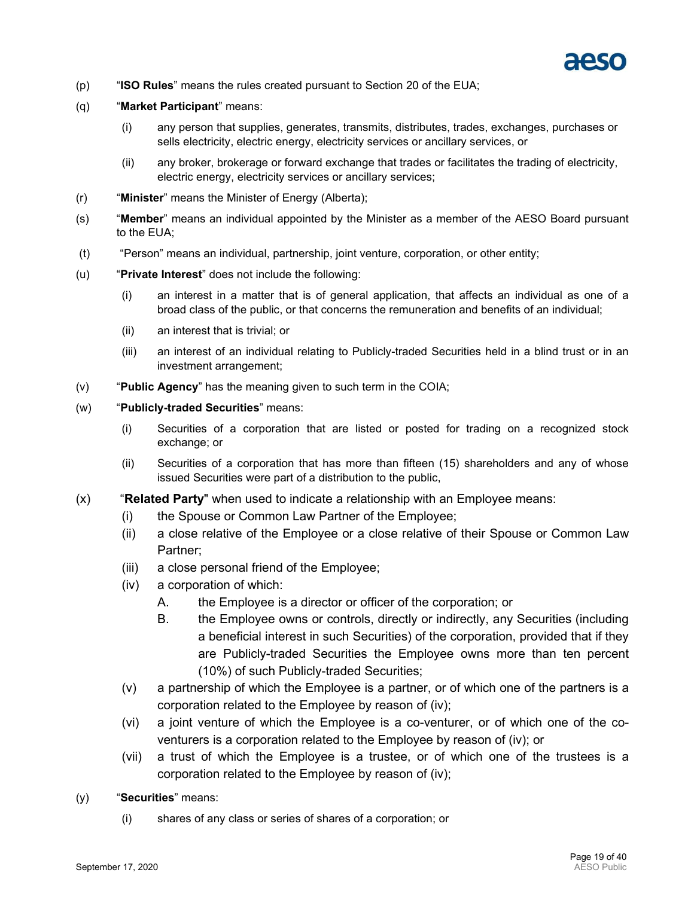(p) "**ISO Rules**" means the rules created pursuant to Section 20 of the EUA;

(q) "**Market Participant**" means:

- (i) any person that supplies, generates, transmits, distributes, trades, exchanges, purchases or sells electricity, electric energy, electricity services or ancillary services, or
- (ii) any broker, brokerage or forward exchange that trades or facilitates the trading of electricity, electric energy, electricity services or ancillary services;

(r) "**Minister**" means the Minister of Energy (Alberta);

(s) "**Member**" means an individual appointed by the Minister as a member of the AESO Board pursuant to the EUA;

(t) "Person" means an individual, partnership, joint venture, corporation, or other entity;

(u) "**Private Interest**" does not include the following:

- (i) an interest in a matter that is of general application, that affects an individual as one of a broad class of the public, or that concerns the remuneration and benefits of an individual;
- (ii) an interest that is trivial; or
- (iii) an interest of an individual relating to Publicly-traded Securities held in a blind trust or in an investment arrangement;

(v) "**Public Agency**" has the meaning given to such term in the COIA;

(w) "**Publicly-traded Securities**" means:

- (i) Securities of a corporation that are listed or posted for trading on a recognized stock exchange; or
- (ii) Securities of a corporation that has more than fifteen (15) shareholders and any of whose issued Securities were part of a distribution to the public,

(x) "**Related Party**" when used to indicate a relationship with an Employee means:

- (i) the Spouse or Common Law Partner of the Employee;
- (ii) a close relative of the Employee or a close relative of their Spouse or Common Law Partner;
- (iii) a close personal friend of the Employee;
- (iv) a corporation of which:
  - A. the Employee is a director or officer of the corporation; or
  - B. the Employee owns or controls, directly or indirectly, any Securities (including a beneficial interest in such Securities) of the corporation, provided that if they are Publicly-traded Securities the Employee owns more than ten percent (10%) of such Publicly-traded Securities;
- (v) a partnership of which the Employee is a partner, or of which one of the partners is a corporation related to the Employee by reason of (iv);
- (vi) a joint venture of which the Employee is a co-venturer, or of which one of the co-venturers is a corporation related to the Employee by reason of (iv); or
- (vii) a trust of which the Employee is a trustee, or of which one of the trustees is a corporation related to the Employee by reason of (iv);

(y) "**Securities**" means:

- (i) shares of any class or series of shares of a corporation; or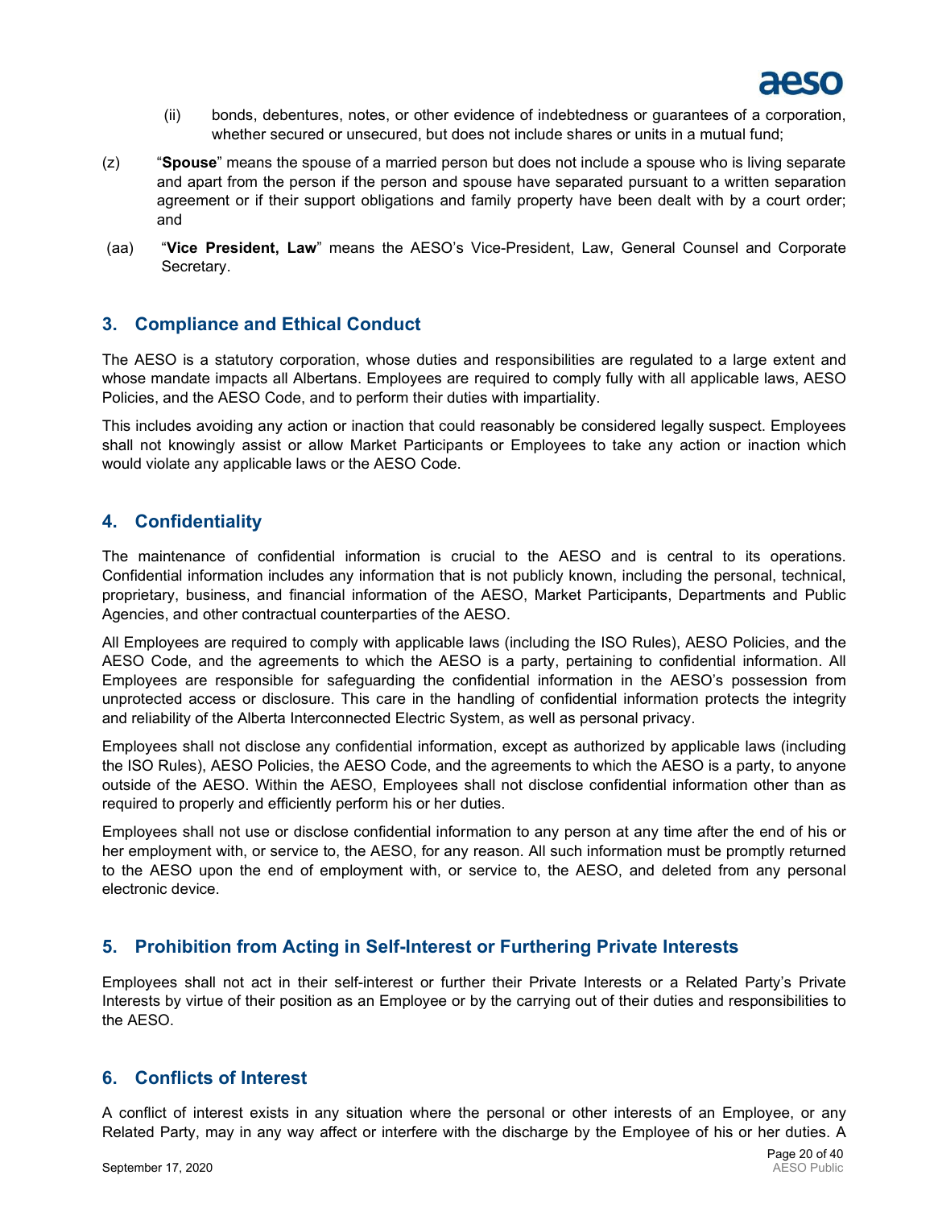(ii) bonds, debentures, notes, or other evidence of indebtedness or guarantees of a corporation, whether secured or unsecured, but does not include shares or units in a mutual fund;

(z) "**Spouse**" means the spouse of a married person but does not include a spouse who is living separate and apart from the person if the person and spouse have separated pursuant to a written separation agreement or if their support obligations and family property have been dealt with by a court order; and

(aa) "**Vice President, Law**" means the AESO's Vice-President, Law, General Counsel and Corporate Secretary.

## 3. Compliance and Ethical Conduct

The AESO is a statutory corporation, whose duties and responsibilities are regulated to a large extent and whose mandate impacts all Albertans. Employees are required to comply fully with all applicable laws, AESO Policies, and the AESO Code, and to perform their duties with impartiality.

This includes avoiding any action or inaction that could reasonably be considered legally suspect. Employees shall not knowingly assist or allow Market Participants or Employees to take any action or inaction which would violate any applicable laws or the AESO Code.

## 4. Confidentiality

The maintenance of confidential information is crucial to the AESO and is central to its operations. Confidential information includes any information that is not publicly known, including the personal, technical, proprietary, business, and financial information of the AESO, Market Participants, Departments and Public Agencies, and other contractual counterparties of the AESO.

All Employees are required to comply with applicable laws (including the ISO Rules), AESO Policies, and the AESO Code, and the agreements to which the AESO is a party, pertaining to confidential information. All Employees are responsible for safeguarding the confidential information in the AESO's possession from unprotected access or disclosure. This care in the handling of confidential information protects the integrity and reliability of the Alberta Interconnected Electric System, as well as personal privacy.

Employees shall not disclose any confidential information, except as authorized by applicable laws (including the ISO Rules), AESO Policies, the AESO Code, and the agreements to which the AESO is a party, to anyone outside of the AESO. Within the AESO, Employees shall not disclose confidential information other than as required to properly and efficiently perform his or her duties.

Employees shall not use or disclose confidential information to any person at any time after the end of his or her employment with, or service to, the AESO, for any reason. All such information must be promptly returned to the AESO upon the end of employment with, or service to, the AESO, and deleted from any personal electronic device.

## 5. Prohibition from Acting in Self-Interest or Furthering Private Interests

Employees shall not act in their self-interest or further their Private Interests or a Related Party's Private Interests by virtue of their position as an Employee or by the carrying out of their duties and responsibilities to the AESO.

## 6. Conflicts of Interest

A conflict of interest exists in any situation where the personal or other interests of an Employee, or any Related Party, may in any way affect or interfere with the discharge by the Employee of his or her duties. A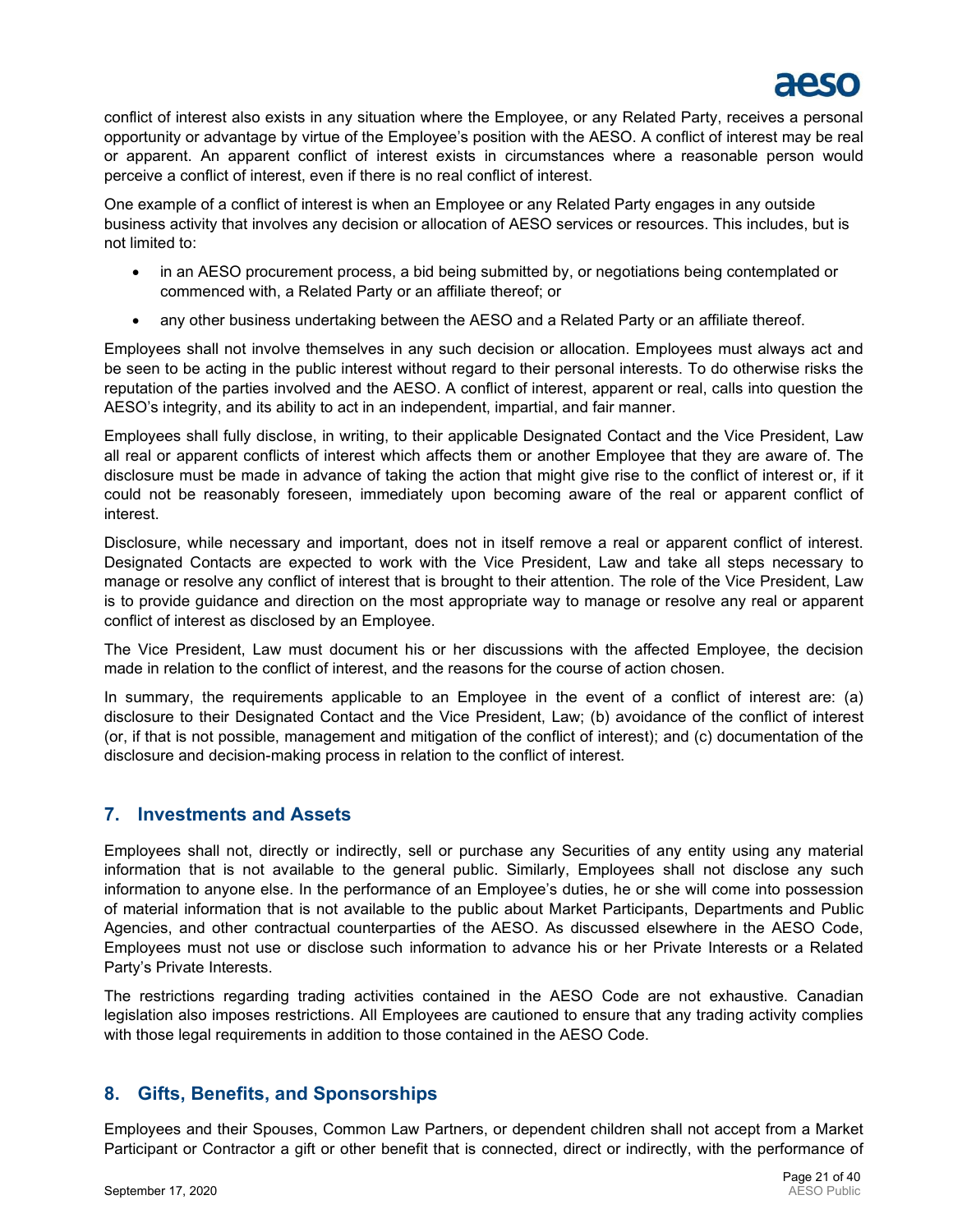conflict of interest also exists in any situation where the Employee, or any Related Party, receives a personal opportunity or advantage by virtue of the Employee's position with the AESO. A conflict of interest may be real or apparent. An apparent conflict of interest exists in circumstances where a reasonable person would perceive a conflict of interest, even if there is no real conflict of interest.

One example of a conflict of interest is when an Employee or any Related Party engages in any outside business activity that involves any decision or allocation of AESO services or resources. This includes, but is not limited to:

- in an AESO procurement process, a bid being submitted by, or negotiations being contemplated or commenced with, a Related Party or an affiliate thereof; or
- any other business undertaking between the AESO and a Related Party or an affiliate thereof.

Employees shall not involve themselves in any such decision or allocation. Employees must always act and be seen to be acting in the public interest without regard to their personal interests. To do otherwise risks the reputation of the parties involved and the AESO. A conflict of interest, apparent or real, calls into question the AESO's integrity, and its ability to act in an independent, impartial, and fair manner.

Employees shall fully disclose, in writing, to their applicable Designated Contact and the Vice President, Law all real or apparent conflicts of interest which affects them or another Employee that they are aware of. The disclosure must be made in advance of taking the action that might give rise to the conflict of interest or, if it could not be reasonably foreseen, immediately upon becoming aware of the real or apparent conflict of interest.

Disclosure, while necessary and important, does not in itself remove a real or apparent conflict of interest. Designated Contacts are expected to work with the Vice President, Law and take all steps necessary to manage or resolve any conflict of interest that is brought to their attention. The role of the Vice President, Law is to provide guidance and direction on the most appropriate way to manage or resolve any real or apparent conflict of interest as disclosed by an Employee.

The Vice President, Law must document his or her discussions with the affected Employee, the decision made in relation to the conflict of interest, and the reasons for the course of action chosen.

In summary, the requirements applicable to an Employee in the event of a conflict of interest are: (a) disclosure to their Designated Contact and the Vice President, Law; (b) avoidance of the conflict of interest (or, if that is not possible, management and mitigation of the conflict of interest); and (c) documentation of the disclosure and decision-making process in relation to the conflict of interest.

## 7. Investments and Assets

Employees shall not, directly or indirectly, sell or purchase any Securities of any entity using any material information that is not available to the general public. Similarly, Employees shall not disclose any such information to anyone else. In the performance of an Employee's duties, he or she will come into possession of material information that is not available to the public about Market Participants, Departments and Public Agencies, and other contractual counterparties of the AESO. As discussed elsewhere in the AESO Code, Employees must not use or disclose such information to advance his or her Private Interests or a Related Party's Private Interests.

The restrictions regarding trading activities contained in the AESO Code are not exhaustive. Canadian legislation also imposes restrictions. All Employees are cautioned to ensure that any trading activity complies with those legal requirements in addition to those contained in the AESO Code.

## 8. Gifts, Benefits, and Sponsorships

Employees and their Spouses, Common Law Partners, or dependent children shall not accept from a Market Participant or Contractor a gift or other benefit that is connected, direct or indirectly, with the performance of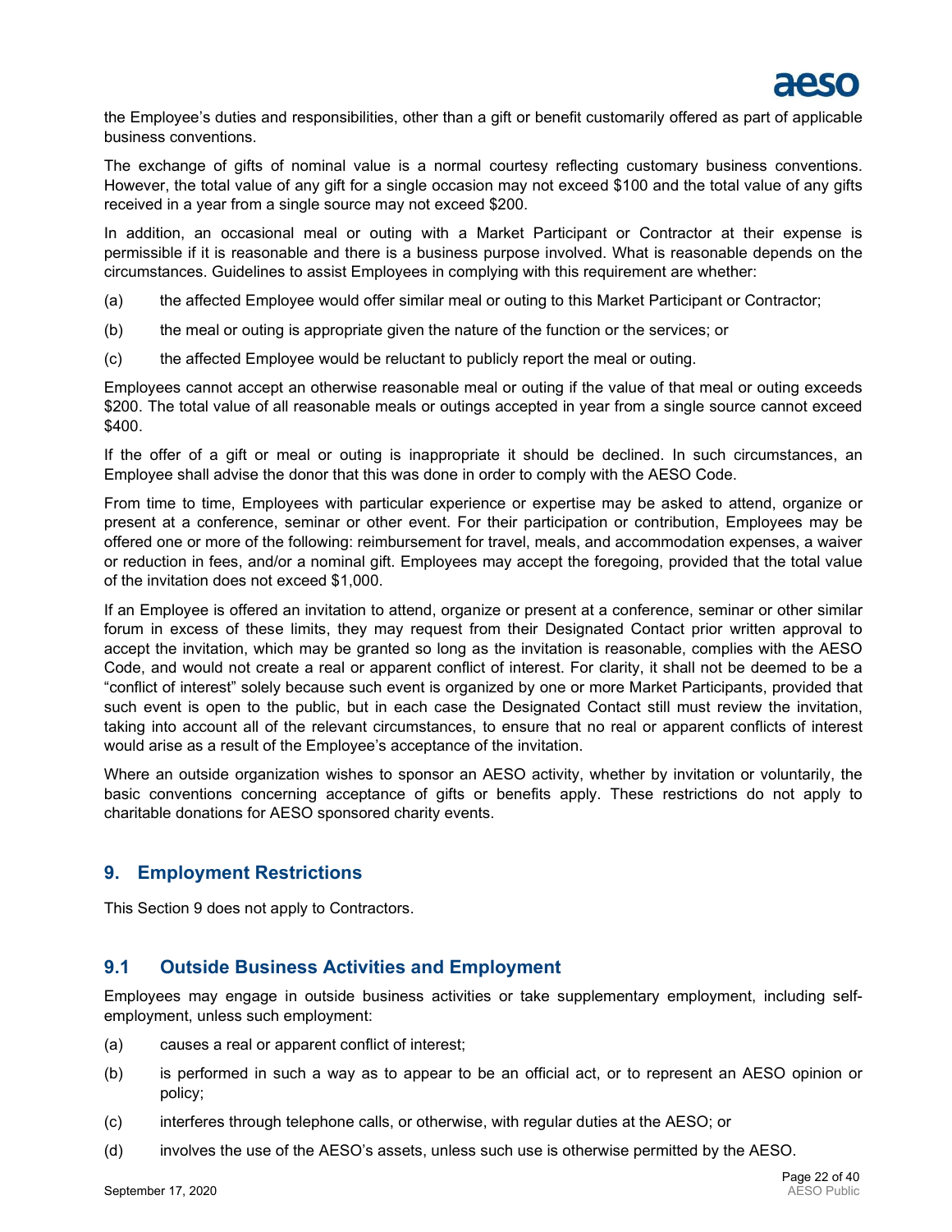the Employee's duties and responsibilities, other than a gift or benefit customarily offered as part of applicable business conventions.

The exchange of gifts of nominal value is a normal courtesy reflecting customary business conventions. However, the total value of any gift for a single occasion may not exceed $100 and the total value of any gifts received in a year from a single source may not exceed $200.

In addition, an occasional meal or outing with a Market Participant or Contractor at their expense is permissible if it is reasonable and there is a business purpose involved. What is reasonable depends on the circumstances. Guidelines to assist Employees in complying with this requirement are whether:

(a) the affected Employee would offer similar meal or outing to this Market Participant or Contractor;

(b) the meal or outing is appropriate given the nature of the function or the services; or

(c) the affected Employee would be reluctant to publicly report the meal or outing.

Employees cannot accept an otherwise reasonable meal or outing if the value of that meal or outing exceeds $200. The total value of all reasonable meals or outings accepted in year from a single source cannot exceed $400.

If the offer of a gift or meal or outing is inappropriate it should be declined. In such circumstances, an Employee shall advise the donor that this was done in order to comply with the AESO Code.

From time to time, Employees with particular experience or expertise may be asked to attend, organize or present at a conference, seminar or other event. For their participation or contribution, Employees may be offered one or more of the following: reimbursement for travel, meals, and accommodation expenses, a waiver or reduction in fees, and/or a nominal gift. Employees may accept the foregoing, provided that the total value of the invitation does not exceed $1,000.

If an Employee is offered an invitation to attend, organize or present at a conference, seminar or other similar forum in excess of these limits, they may request from their Designated Contact prior written approval to accept the invitation, which may be granted so long as the invitation is reasonable, complies with the AESO Code, and would not create a real or apparent conflict of interest. For clarity, it shall not be deemed to be a "conflict of interest" solely because such event is organized by one or more Market Participants, provided that such event is open to the public, but in each case the Designated Contact still must review the invitation, taking into account all of the relevant circumstances, to ensure that no real or apparent conflicts of interest would arise as a result of the Employee's acceptance of the invitation.

Where an outside organization wishes to sponsor an AESO activity, whether by invitation or voluntarily, the basic conventions concerning acceptance of gifts or benefits apply. These restrictions do not apply to charitable donations for AESO sponsored charity events.

## 9. Employment Restrictions

This Section 9 does not apply to Contractors.

### 9.1 Outside Business Activities and Employment

Employees may engage in outside business activities or take supplementary employment, including self-employment, unless such employment:

(a) causes a real or apparent conflict of interest;

(b) is performed in such a way as to appear to be an official act, or to represent an AESO opinion or policy;

(c) interferes through telephone calls, or otherwise, with regular duties at the AESO; or

(d) involves the use of the AESO's assets, unless such use is otherwise permitted by the AESO.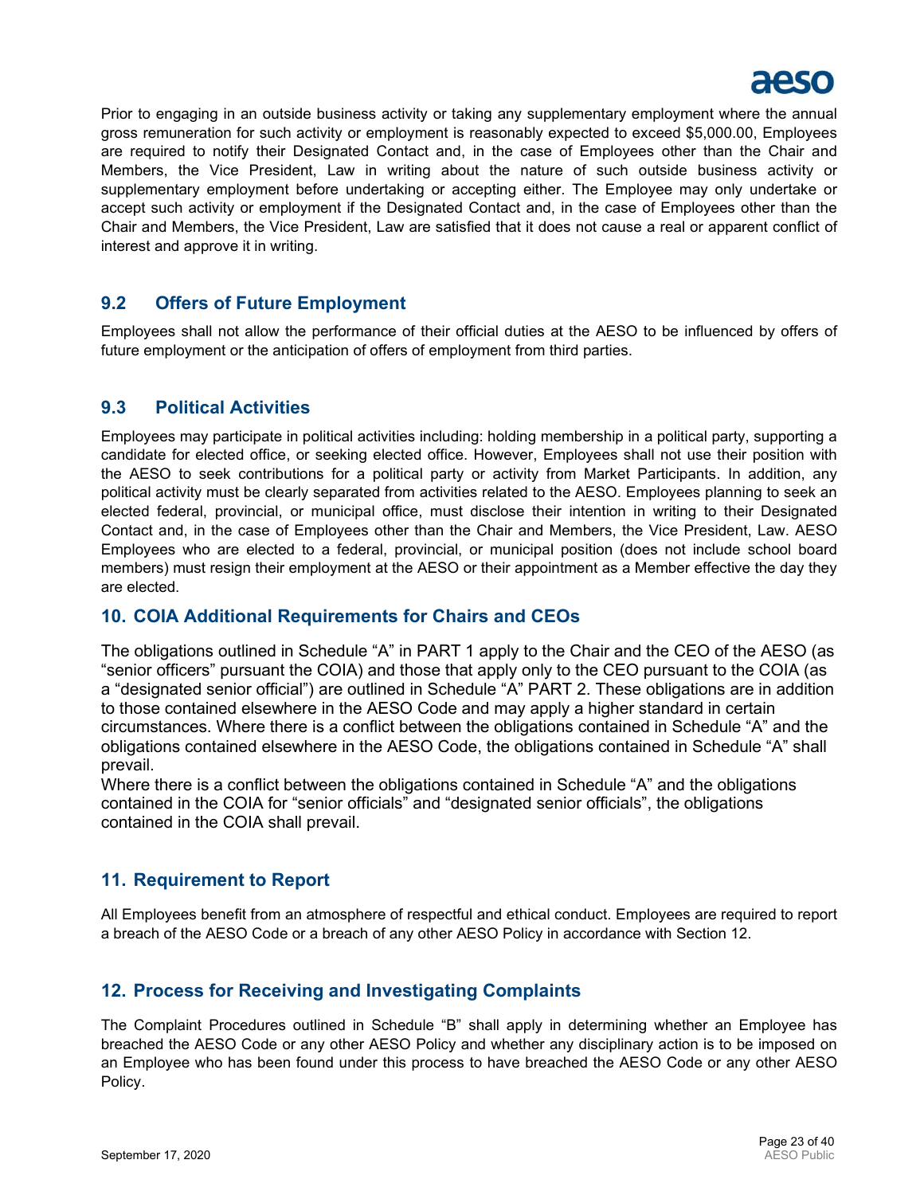Prior to engaging in an outside business activity or taking any supplementary employment where the annual gross remuneration for such activity or employment is reasonably expected to exceed $5,000.00, Employees are required to notify their Designated Contact and, in the case of Employees other than the Chair and Members, the Vice President, Law in writing about the nature of such outside business activity or supplementary employment before undertaking or accepting either. The Employee may only undertake or accept such activity or employment if the Designated Contact and, in the case of Employees other than the Chair and Members, the Vice President, Law are satisfied that it does not cause a real or apparent conflict of interest and approve it in writing.

### 9.2 Offers of Future Employment

Employees shall not allow the performance of their official duties at the AESO to be influenced by offers of future employment or the anticipation of offers of employment from third parties.

### 9.3 Political Activities

Employees may participate in political activities including: holding membership in a political party, supporting a candidate for elected office, or seeking elected office. However, Employees shall not use their position with the AESO to seek contributions for a political party or activity from Market Participants. In addition, any political activity must be clearly separated from activities related to the AESO. Employees planning to seek an elected federal, provincial, or municipal office, must disclose their intention in writing to their Designated Contact and, in the case of Employees other than the Chair and Members, the Vice President, Law. AESO Employees who are elected to a federal, provincial, or municipal position (does not include school board members) must resign their employment at the AESO or their appointment as a Member effective the day they are elected.

## 10. COIA Additional Requirements for Chairs and CEOs

The obligations outlined in Schedule "A" in PART 1 apply to the Chair and the CEO of the AESO (as "senior officers" pursuant the COIA) and those that apply only to the CEO pursuant to the COIA (as a "designated senior official") are outlined in Schedule "A" PART 2. These obligations are in addition to those contained elsewhere in the AESO Code and may apply a higher standard in certain circumstances. Where there is a conflict between the obligations contained in Schedule "A" and the obligations contained elsewhere in the AESO Code, the obligations contained in Schedule "A" shall prevail.

Where there is a conflict between the obligations contained in Schedule "A" and the obligations contained in the COIA for "senior officials" and "designated senior officials", the obligations contained in the COIA shall prevail.

## 11. Requirement to Report

All Employees benefit from an atmosphere of respectful and ethical conduct. Employees are required to report a breach of the AESO Code or a breach of any other AESO Policy in accordance with Section 12.

## 12. Process for Receiving and Investigating Complaints

The Complaint Procedures outlined in Schedule "B" shall apply in determining whether an Employee has breached the AESO Code or any other AESO Policy and whether any disciplinary action is to be imposed on an Employee who has been found under this process to have breached the AESO Code or any other AESO Policy.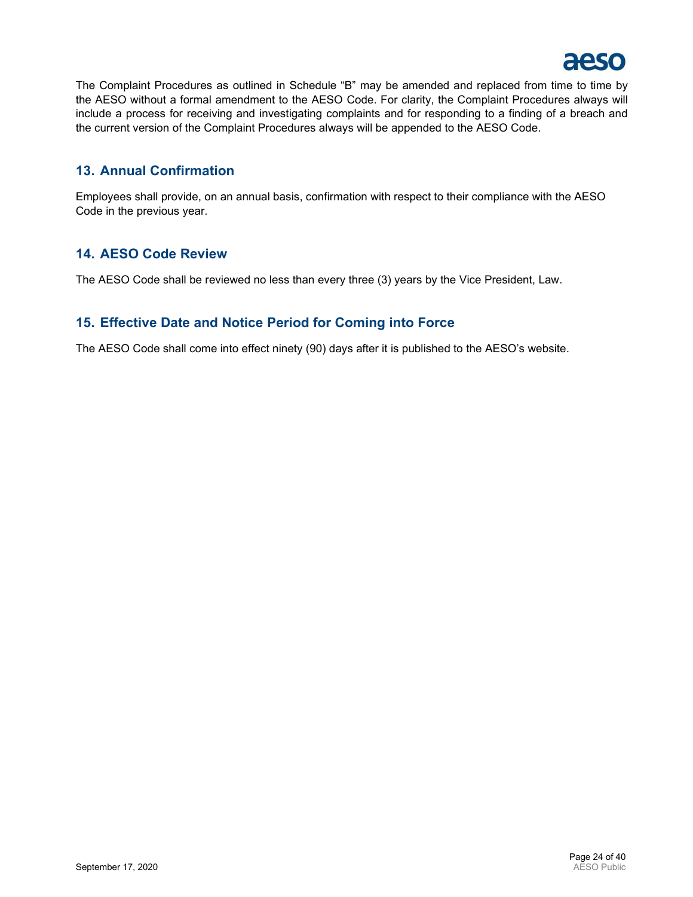The Complaint Procedures as outlined in Schedule "B" may be amended and replaced from time to time by the AESO without a formal amendment to the AESO Code. For clarity, the Complaint Procedures always will include a process for receiving and investigating complaints and for responding to a finding of a breach and the current version of the Complaint Procedures always will be appended to the AESO Code.

## 13. Annual Confirmation

Employees shall provide, on an annual basis, confirmation with respect to their compliance with the AESO Code in the previous year.

## 14. AESO Code Review

The AESO Code shall be reviewed no less than every three (3) years by the Vice President, Law.

## 15. Effective Date and Notice Period for Coming into Force

The AESO Code shall come into effect ninety (90) days after it is published to the AESO's website.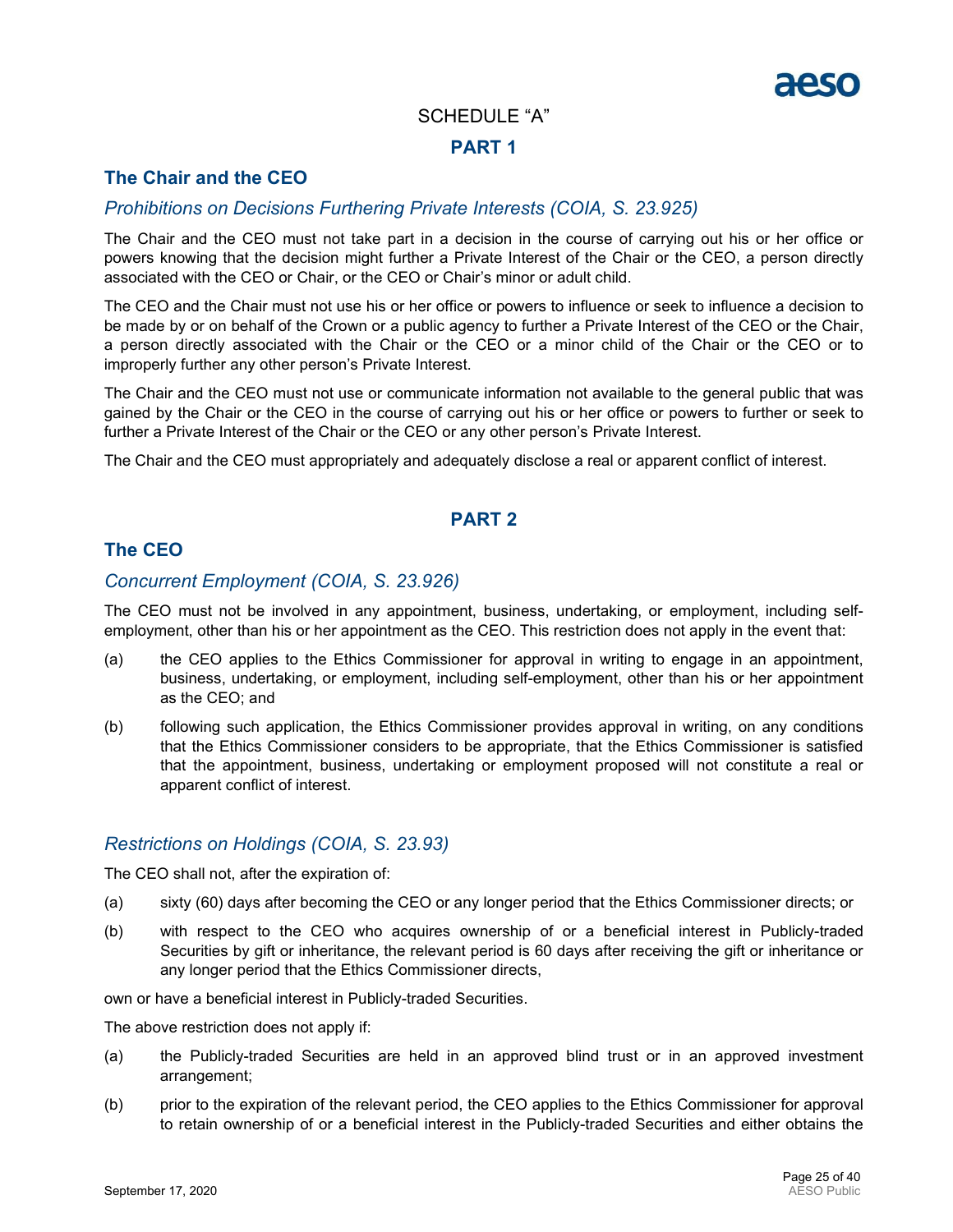SCHEDULE "A"

## PART 1

### The Chair and the CEO

*Prohibitions on Decisions Furthering Private Interests (COIA, S. 23.925)*

The Chair and the CEO must not take part in a decision in the course of carrying out his or her office or powers knowing that the decision might further a Private Interest of the Chair or the CEO, a person directly associated with the CEO or Chair, or the CEO or Chair's minor or adult child.

The CEO and the Chair must not use his or her office or powers to influence or seek to influence a decision to be made by or on behalf of the Crown or a public agency to further a Private Interest of the CEO or the Chair, a person directly associated with the Chair or the CEO or a minor child of the Chair or the CEO or to improperly further any other person's Private Interest.

The Chair and the CEO must not use or communicate information not available to the general public that was gained by the Chair or the CEO in the course of carrying out his or her office or powers to further or seek to further a Private Interest of the Chair or the CEO or any other person's Private Interest.

The Chair and the CEO must appropriately and adequately disclose a real or apparent conflict of interest.

## PART 2

### The CEO

*Concurrent Employment (COIA, S. 23.926)*

The CEO must not be involved in any appointment, business, undertaking, or employment, including self-employment, other than his or her appointment as the CEO. This restriction does not apply in the event that:

(a) the CEO applies to the Ethics Commissioner for approval in writing to engage in an appointment, business, undertaking, or employment, including self-employment, other than his or her appointment as the CEO; and

(b) following such application, the Ethics Commissioner provides approval in writing, on any conditions that the Ethics Commissioner considers to be appropriate, that the Ethics Commissioner is satisfied that the appointment, business, undertaking or employment proposed will not constitute a real or apparent conflict of interest.

*Restrictions on Holdings (COIA, S. 23.93)*

The CEO shall not, after the expiration of:

(a) sixty (60) days after becoming the CEO or any longer period that the Ethics Commissioner directs; or

(b) with respect to the CEO who acquires ownership of or a beneficial interest in Publicly-traded Securities by gift or inheritance, the relevant period is 60 days after receiving the gift or inheritance or any longer period that the Ethics Commissioner directs,

own or have a beneficial interest in Publicly-traded Securities.

The above restriction does not apply if:

(a) the Publicly-traded Securities are held in an approved blind trust or in an approved investment arrangement;

(b) prior to the expiration of the relevant period, the CEO applies to the Ethics Commissioner for approval to retain ownership of or a beneficial interest in the Publicly-traded Securities and either obtains the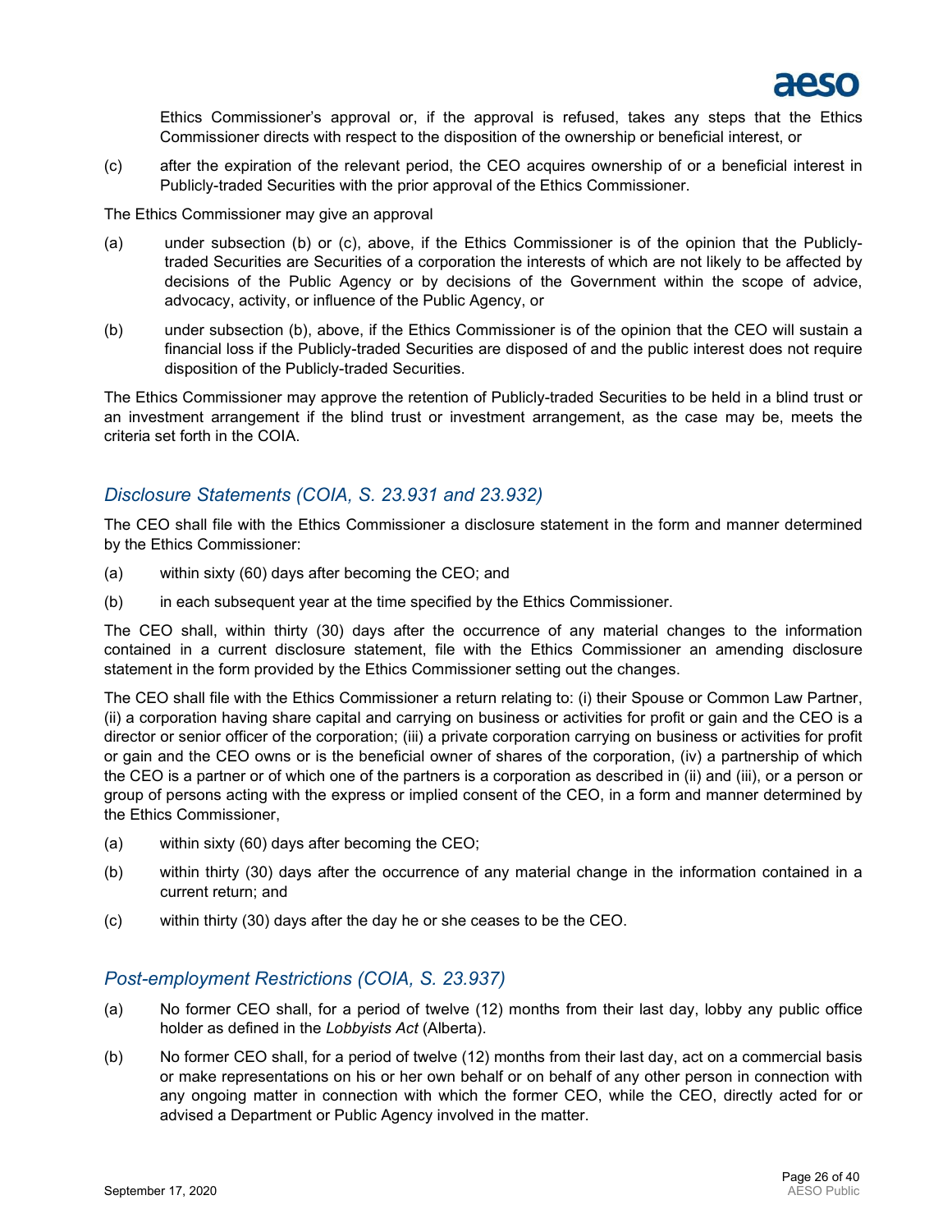Ethics Commissioner's approval or, if the approval is refused, takes any steps that the Ethics Commissioner directs with respect to the disposition of the ownership or beneficial interest, or

(c) after the expiration of the relevant period, the CEO acquires ownership of or a beneficial interest in Publicly-traded Securities with the prior approval of the Ethics Commissioner.

The Ethics Commissioner may give an approval

(a) under subsection (b) or (c), above, if the Ethics Commissioner is of the opinion that the Publicly-traded Securities are Securities of a corporation the interests of which are not likely to be affected by decisions of the Public Agency or by decisions of the Government within the scope of advice, advocacy, activity, or influence of the Public Agency, or

(b) under subsection (b), above, if the Ethics Commissioner is of the opinion that the CEO will sustain a financial loss if the Publicly-traded Securities are disposed of and the public interest does not require disposition of the Publicly-traded Securities.

The Ethics Commissioner may approve the retention of Publicly-traded Securities to be held in a blind trust or an investment arrangement if the blind trust or investment arrangement, as the case may be, meets the criteria set forth in the COIA.

## *Disclosure Statements (COIA, S. 23.931 and 23.932)*

The CEO shall file with the Ethics Commissioner a disclosure statement in the form and manner determined by the Ethics Commissioner:

(a) within sixty (60) days after becoming the CEO; and

(b) in each subsequent year at the time specified by the Ethics Commissioner.

The CEO shall, within thirty (30) days after the occurrence of any material changes to the information contained in a current disclosure statement, file with the Ethics Commissioner an amending disclosure statement in the form provided by the Ethics Commissioner setting out the changes.

The CEO shall file with the Ethics Commissioner a return relating to: (i) their Spouse or Common Law Partner, (ii) a corporation having share capital and carrying on business or activities for profit or gain and the CEO is a director or senior officer of the corporation; (iii) a private corporation carrying on business or activities for profit or gain and the CEO owns or is the beneficial owner of shares of the corporation, (iv) a partnership of which the CEO is a partner or of which one of the partners is a corporation as described in (ii) and (iii), or a person or group of persons acting with the express or implied consent of the CEO, in a form and manner determined by the Ethics Commissioner,

(a) within sixty (60) days after becoming the CEO;

(b) within thirty (30) days after the occurrence of any material change in the information contained in a current return; and

(c) within thirty (30) days after the day he or she ceases to be the CEO.

## *Post-employment Restrictions (COIA, S. 23.937)*

(a) No former CEO shall, for a period of twelve (12) months from their last day, lobby any public office holder as defined in the *Lobbyists Act* (Alberta).

(b) No former CEO shall, for a period of twelve (12) months from their last day, act on a commercial basis or make representations on his or her own behalf or on behalf of any other person in connection with any ongoing matter in connection with which the former CEO, while the CEO, directly acted for or advised a Department or Public Agency involved in the matter.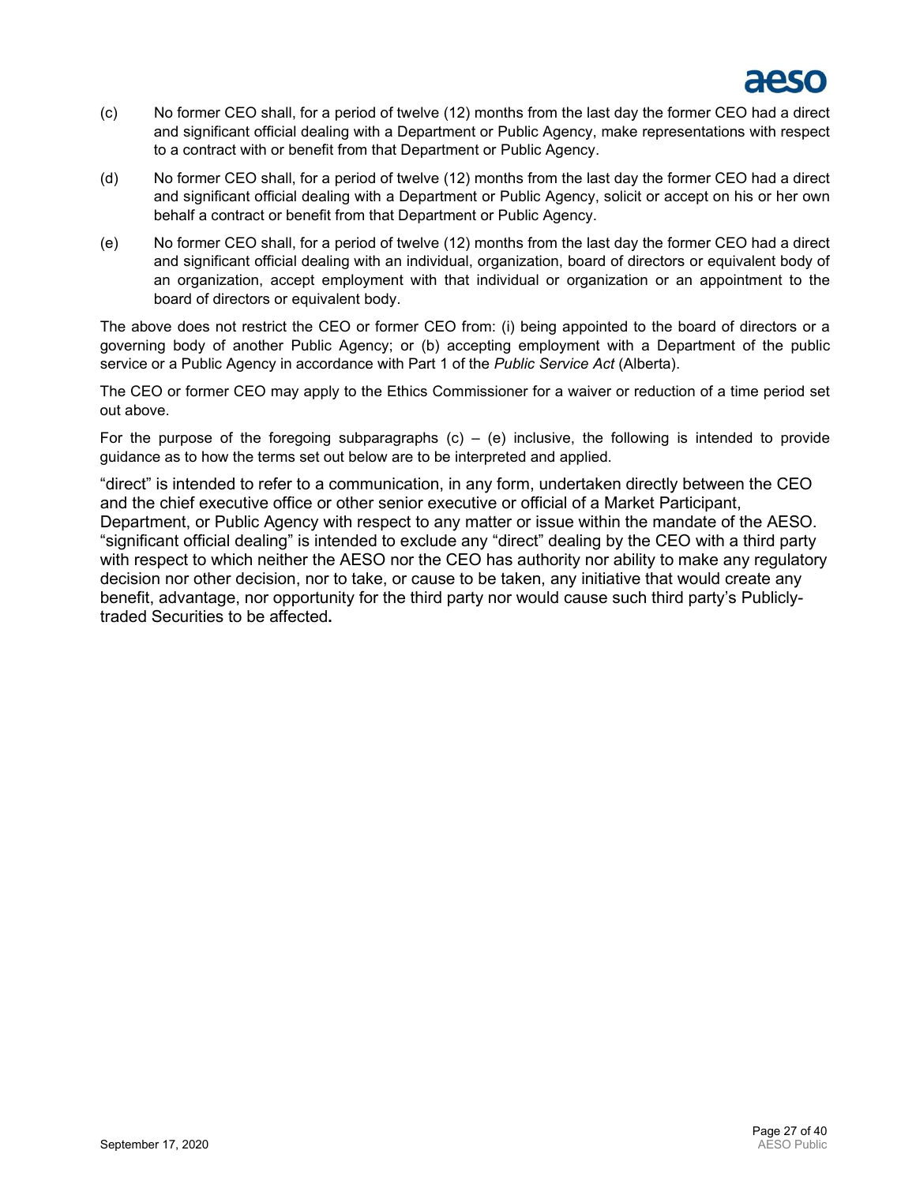(c) No former CEO shall, for a period of twelve (12) months from the last day the former CEO had a direct and significant official dealing with a Department or Public Agency, make representations with respect to a contract with or benefit from that Department or Public Agency.

(d) No former CEO shall, for a period of twelve (12) months from the last day the former CEO had a direct and significant official dealing with a Department or Public Agency, solicit or accept on his or her own behalf a contract or benefit from that Department or Public Agency.

(e) No former CEO shall, for a period of twelve (12) months from the last day the former CEO had a direct and significant official dealing with an individual, organization, board of directors or equivalent body of an organization, accept employment with that individual or organization or an appointment to the board of directors or equivalent body.

The above does not restrict the CEO or former CEO from: (i) being appointed to the board of directors or a governing body of another Public Agency; or (b) accepting employment with a Department of the public service or a Public Agency in accordance with Part 1 of the *Public Service Act* (Alberta).

The CEO or former CEO may apply to the Ethics Commissioner for a waiver or reduction of a time period set out above.

For the purpose of the foregoing subparagraphs (c) – (e) inclusive, the following is intended to provide guidance as to how the terms set out below are to be interpreted and applied.

"direct" is intended to refer to a communication, in any form, undertaken directly between the CEO and the chief executive office or other senior executive or official of a Market Participant, Department, or Public Agency with respect to any matter or issue within the mandate of the AESO. "significant official dealing" is intended to exclude any "direct" dealing by the CEO with a third party with respect to which neither the AESO nor the CEO has authority nor ability to make any regulatory decision nor other decision, nor to take, or cause to be taken, any initiative that would create any benefit, advantage, nor opportunity for the third party nor would cause such third party's Publicly-traded Securities to be affected**.**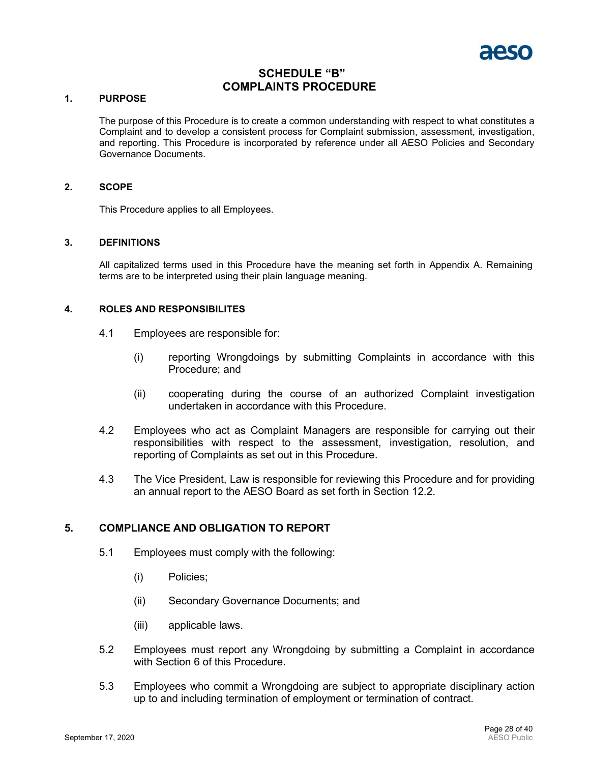# SCHEDULE "B"
# COMPLAINTS PROCEDURE

## 1. PURPOSE

The purpose of this Procedure is to create a common understanding with respect to what constitutes a Complaint and to develop a consistent process for Complaint submission, assessment, investigation, and reporting. This Procedure is incorporated by reference under all AESO Policies and Secondary Governance Documents.

## 2. SCOPE

This Procedure applies to all Employees.

## 3. DEFINITIONS

All capitalized terms used in this Procedure have the meaning set forth in Appendix A. Remaining terms are to be interpreted using their plain language meaning.

## 4. ROLES AND RESPONSIBILITES

4.1 Employees are responsible for:

(i) reporting Wrongdoings by submitting Complaints in accordance with this Procedure; and

(ii) cooperating during the course of an authorized Complaint investigation undertaken in accordance with this Procedure.

4.2 Employees who act as Complaint Managers are responsible for carrying out their responsibilities with respect to the assessment, investigation, resolution, and reporting of Complaints as set out in this Procedure.

4.3 The Vice President, Law is responsible for reviewing this Procedure and for providing an annual report to the AESO Board as set forth in Section 12.2.

## 5. COMPLIANCE AND OBLIGATION TO REPORT

5.1 Employees must comply with the following:

(i) Policies;

(ii) Secondary Governance Documents; and

(iii) applicable laws.

5.2 Employees must report any Wrongdoing by submitting a Complaint in accordance with Section 6 of this Procedure.

5.3 Employees who commit a Wrongdoing are subject to appropriate disciplinary action up to and including termination of employment or termination of contract.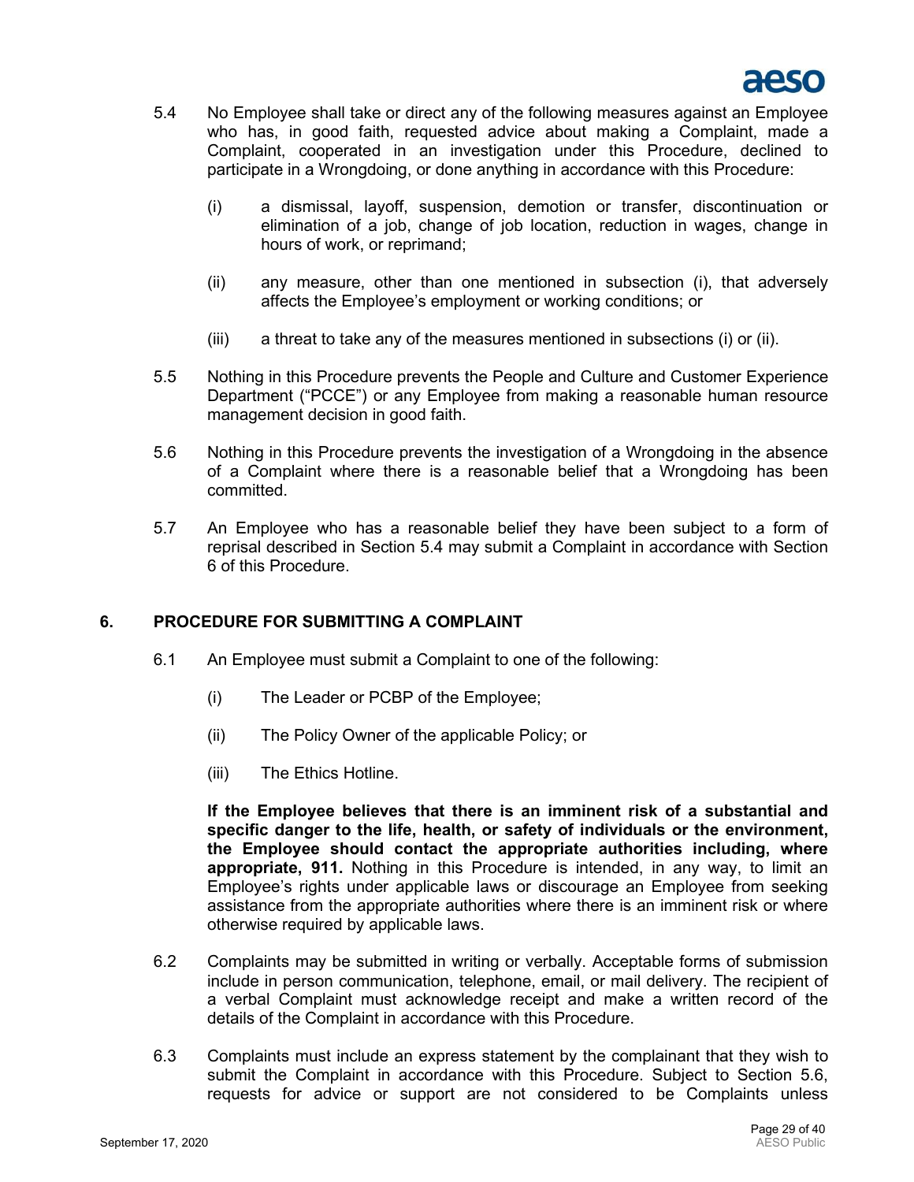5.4 No Employee shall take or direct any of the following measures against an Employee who has, in good faith, requested advice about making a Complaint, made a Complaint, cooperated in an investigation under this Procedure, declined to participate in a Wrongdoing, or done anything in accordance with this Procedure:

   (i) a dismissal, layoff, suspension, demotion or transfer, discontinuation or elimination of a job, change of job location, reduction in wages, change in hours of work, or reprimand;

   (ii) any measure, other than one mentioned in subsection (i), that adversely affects the Employee's employment or working conditions; or

   (iii) a threat to take any of the measures mentioned in subsections (i) or (ii).

5.5 Nothing in this Procedure prevents the People and Culture and Customer Experience Department ("PCCE") or any Employee from making a reasonable human resource management decision in good faith.

5.6 Nothing in this Procedure prevents the investigation of a Wrongdoing in the absence of a Complaint where there is a reasonable belief that a Wrongdoing has been committed.

5.7 An Employee who has a reasonable belief they have been subject to a form of reprisal described in Section 5.4 may submit a Complaint in accordance with Section 6 of this Procedure.

## 6. PROCEDURE FOR SUBMITTING A COMPLAINT

6.1 An Employee must submit a Complaint to one of the following:

   (i) The Leader or PCBP of the Employee;

   (ii) The Policy Owner of the applicable Policy; or

   (iii) The Ethics Hotline.

   **If the Employee believes that there is an imminent risk of a substantial and specific danger to the life, health, or safety of individuals or the environment, the Employee should contact the appropriate authorities including, where appropriate, 911.** Nothing in this Procedure is intended, in any way, to limit an Employee's rights under applicable laws or discourage an Employee from seeking assistance from the appropriate authorities where there is an imminent risk or where otherwise required by applicable laws.

6.2 Complaints may be submitted in writing or verbally. Acceptable forms of submission include in person communication, telephone, email, or mail delivery. The recipient of a verbal Complaint must acknowledge receipt and make a written record of the details of the Complaint in accordance with this Procedure.

6.3 Complaints must include an express statement by the complainant that they wish to submit the Complaint in accordance with this Procedure. Subject to Section 5.6, requests for advice or support are not considered to be Complaints unless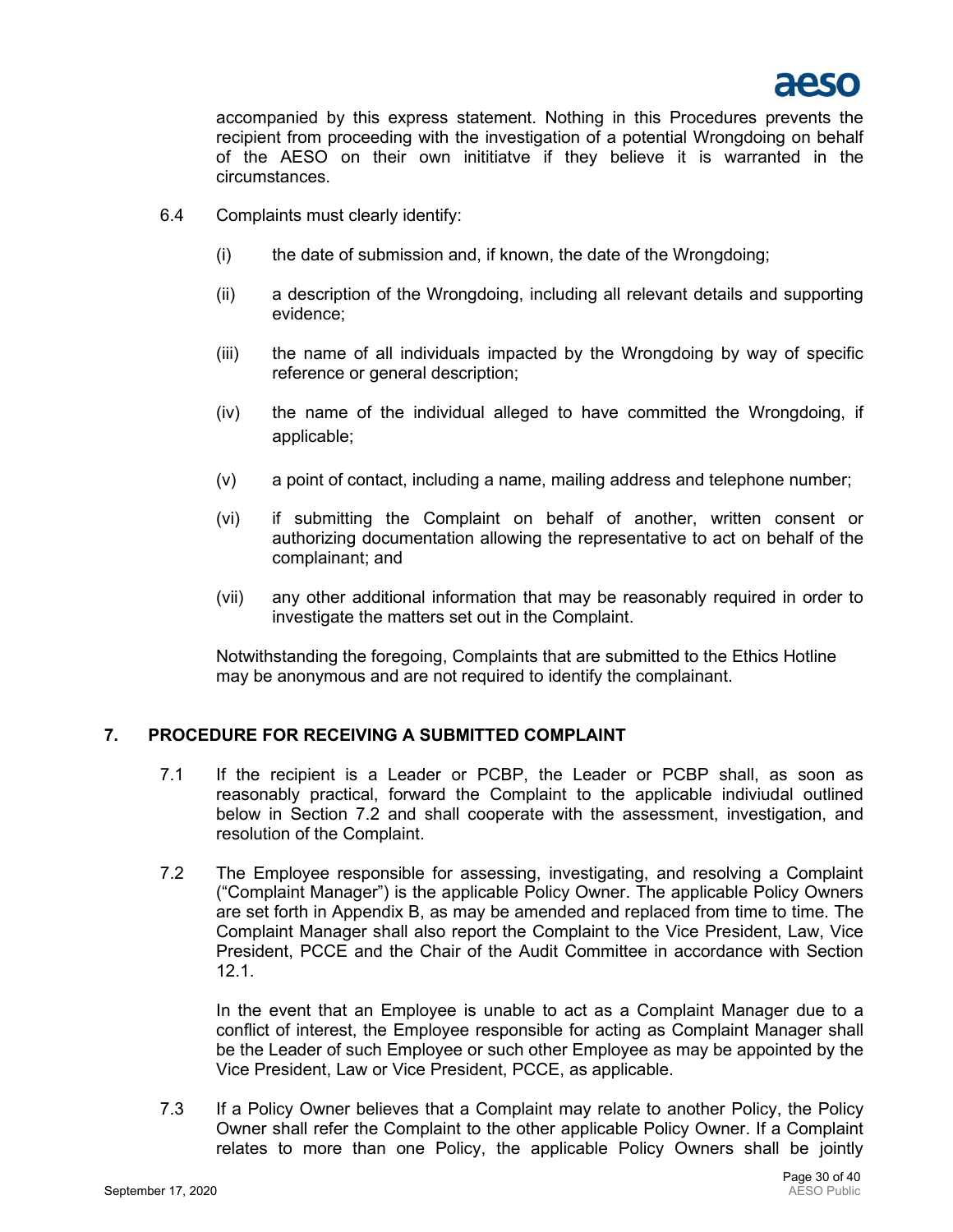accompanied by this express statement. Nothing in this Procedures prevents the recipient from proceeding with the investigation of a potential Wrongdoing on behalf of the AESO on their own inititiatve if they believe it is warranted in the circumstances.

6.4 Complaints must clearly identify:

(i) the date of submission and, if known, the date of the Wrongdoing;

(ii) a description of the Wrongdoing, including all relevant details and supporting evidence;

(iii) the name of all individuals impacted by the Wrongdoing by way of specific reference or general description;

(iv) the name of the individual alleged to have committed the Wrongdoing, if applicable;

(v) a point of contact, including a name, mailing address and telephone number;

(vi) if submitting the Complaint on behalf of another, written consent or authorizing documentation allowing the representative to act on behalf of the complainant; and

(vii) any other additional information that may be reasonably required in order to investigate the matters set out in the Complaint.

Notwithstanding the foregoing, Complaints that are submitted to the Ethics Hotline may be anonymous and are not required to identify the complainant.

## 7. PROCEDURE FOR RECEIVING A SUBMITTED COMPLAINT

7.1 If the recipient is a Leader or PCBP, the Leader or PCBP shall, as soon as reasonably practical, forward the Complaint to the applicable indiviudal outlined below in Section 7.2 and shall cooperate with the assessment, investigation, and resolution of the Complaint.

7.2 The Employee responsible for assessing, investigating, and resolving a Complaint ("Complaint Manager") is the applicable Policy Owner. The applicable Policy Owners are set forth in Appendix B, as may be amended and replaced from time to time. The Complaint Manager shall also report the Complaint to the Vice President, Law, Vice President, PCCE and the Chair of the Audit Committee in accordance with Section 12.1.

In the event that an Employee is unable to act as a Complaint Manager due to a conflict of interest, the Employee responsible for acting as Complaint Manager shall be the Leader of such Employee or such other Employee as may be appointed by the Vice President, Law or Vice President, PCCE, as applicable.

7.3 If a Policy Owner believes that a Complaint may relate to another Policy, the Policy Owner shall refer the Complaint to the other applicable Policy Owner. If a Complaint relates to more than one Policy, the applicable Policy Owners shall be jointly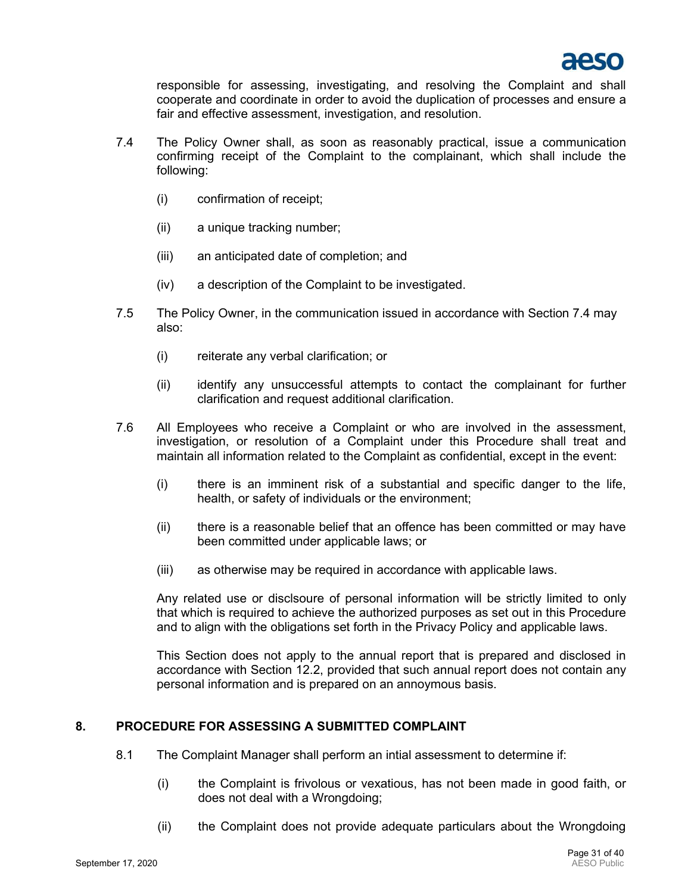responsible for assessing, investigating, and resolving the Complaint and shall cooperate and coordinate in order to avoid the duplication of processes and ensure a fair and effective assessment, investigation, and resolution.

7.4 The Policy Owner shall, as soon as reasonably practical, issue a communication confirming receipt of the Complaint to the complainant, which shall include the following:

(i) confirmation of receipt;

(ii) a unique tracking number;

(iii) an anticipated date of completion; and

(iv) a description of the Complaint to be investigated.

7.5 The Policy Owner, in the communication issued in accordance with Section 7.4 may also:

(i) reiterate any verbal clarification; or

(ii) identify any unsuccessful attempts to contact the complainant for further clarification and request additional clarification.

7.6 All Employees who receive a Complaint or who are involved in the assessment, investigation, or resolution of a Complaint under this Procedure shall treat and maintain all information related to the Complaint as confidential, except in the event:

(i) there is an imminent risk of a substantial and specific danger to the life, health, or safety of individuals or the environment;

(ii) there is a reasonable belief that an offence has been committed or may have been committed under applicable laws; or

(iii) as otherwise may be required in accordance with applicable laws.

Any related use or disclsoure of personal information will be strictly limited to only that which is required to achieve the authorized purposes as set out in this Procedure and to align with the obligations set forth in the Privacy Policy and applicable laws.

This Section does not apply to the annual report that is prepared and disclosed in accordance with Section 12.2, provided that such annual report does not contain any personal information and is prepared on an annoymous basis.

## 8. PROCEDURE FOR ASSESSING A SUBMITTED COMPLAINT

8.1 The Complaint Manager shall perform an intial assessment to determine if:

(i) the Complaint is frivolous or vexatious, has not been made in good faith, or does not deal with a Wrongdoing;

(ii) the Complaint does not provide adequate particulars about the Wrongdoing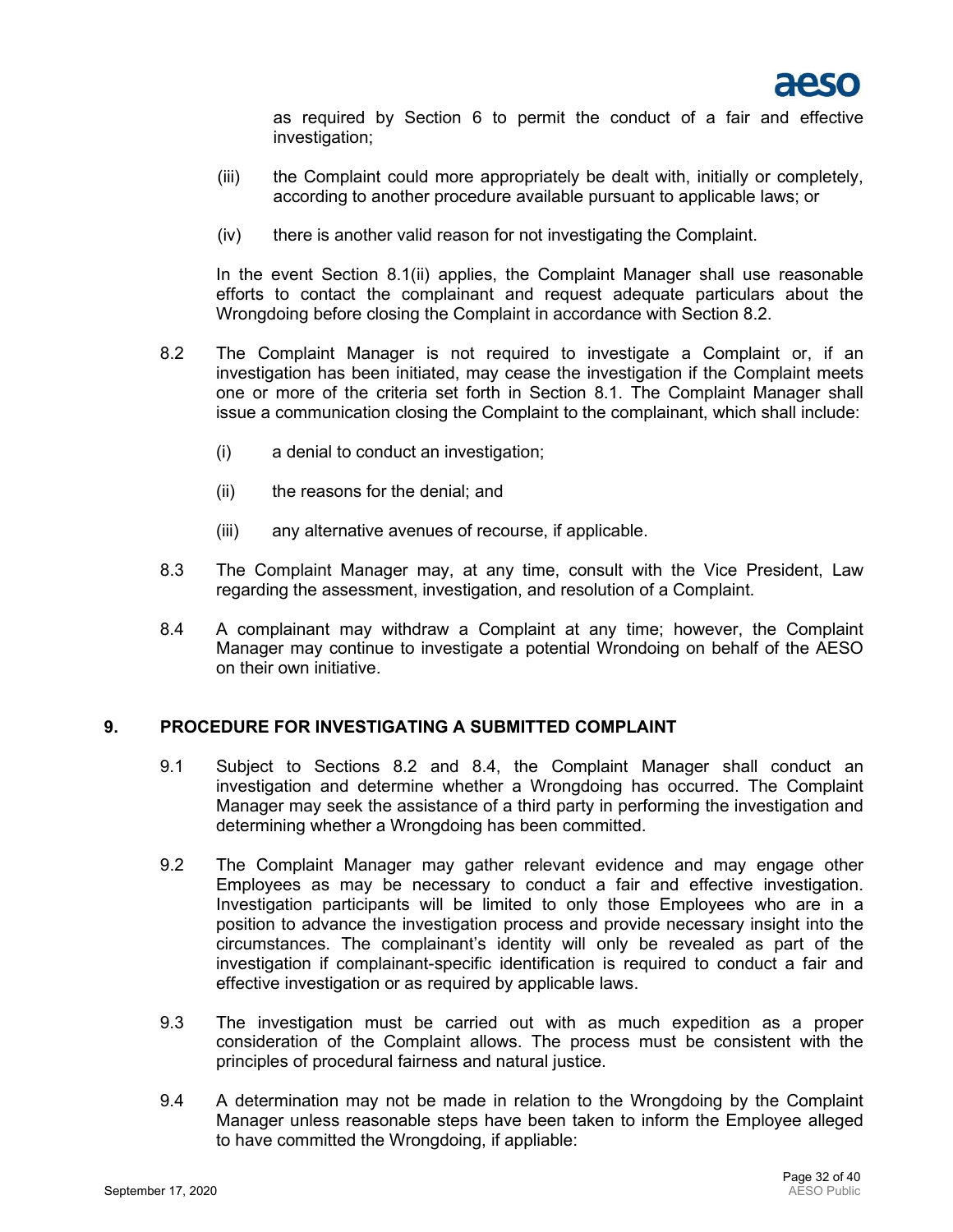as required by Section 6 to permit the conduct of a fair and effective investigation;

(iii) the Complaint could more appropriately be dealt with, initially or completely, according to another procedure available pursuant to applicable laws; or

(iv) there is another valid reason for not investigating the Complaint.

In the event Section 8.1(ii) applies, the Complaint Manager shall use reasonable efforts to contact the complainant and request adequate particulars about the Wrongdoing before closing the Complaint in accordance with Section 8.2.

8.2 The Complaint Manager is not required to investigate a Complaint or, if an investigation has been initiated, may cease the investigation if the Complaint meets one or more of the criteria set forth in Section 8.1. The Complaint Manager shall issue a communication closing the Complaint to the complainant, which shall include:

(i) a denial to conduct an investigation;

(ii) the reasons for the denial; and

(iii) any alternative avenues of recourse, if applicable.

8.3 The Complaint Manager may, at any time, consult with the Vice President, Law regarding the assessment, investigation, and resolution of a Complaint.

8.4 A complainant may withdraw a Complaint at any time; however, the Complaint Manager may continue to investigate a potential Wrondoing on behalf of the AESO on their own initiative.

## 9. PROCEDURE FOR INVESTIGATING A SUBMITTED COMPLAINT

9.1 Subject to Sections 8.2 and 8.4, the Complaint Manager shall conduct an investigation and determine whether a Wrongdoing has occurred. The Complaint Manager may seek the assistance of a third party in performing the investigation and determining whether a Wrongdoing has been committed.

9.2 The Complaint Manager may gather relevant evidence and may engage other Employees as may be necessary to conduct a fair and effective investigation. Investigation participants will be limited to only those Employees who are in a position to advance the investigation process and provide necessary insight into the circumstances. The complainant's identity will only be revealed as part of the investigation if complainant-specific identification is required to conduct a fair and effective investigation or as required by applicable laws.

9.3 The investigation must be carried out with as much expedition as a proper consideration of the Complaint allows. The process must be consistent with the principles of procedural fairness and natural justice.

9.4 A determination may not be made in relation to the Wrongdoing by the Complaint Manager unless reasonable steps have been taken to inform the Employee alleged to have committed the Wrongdoing, if appliable: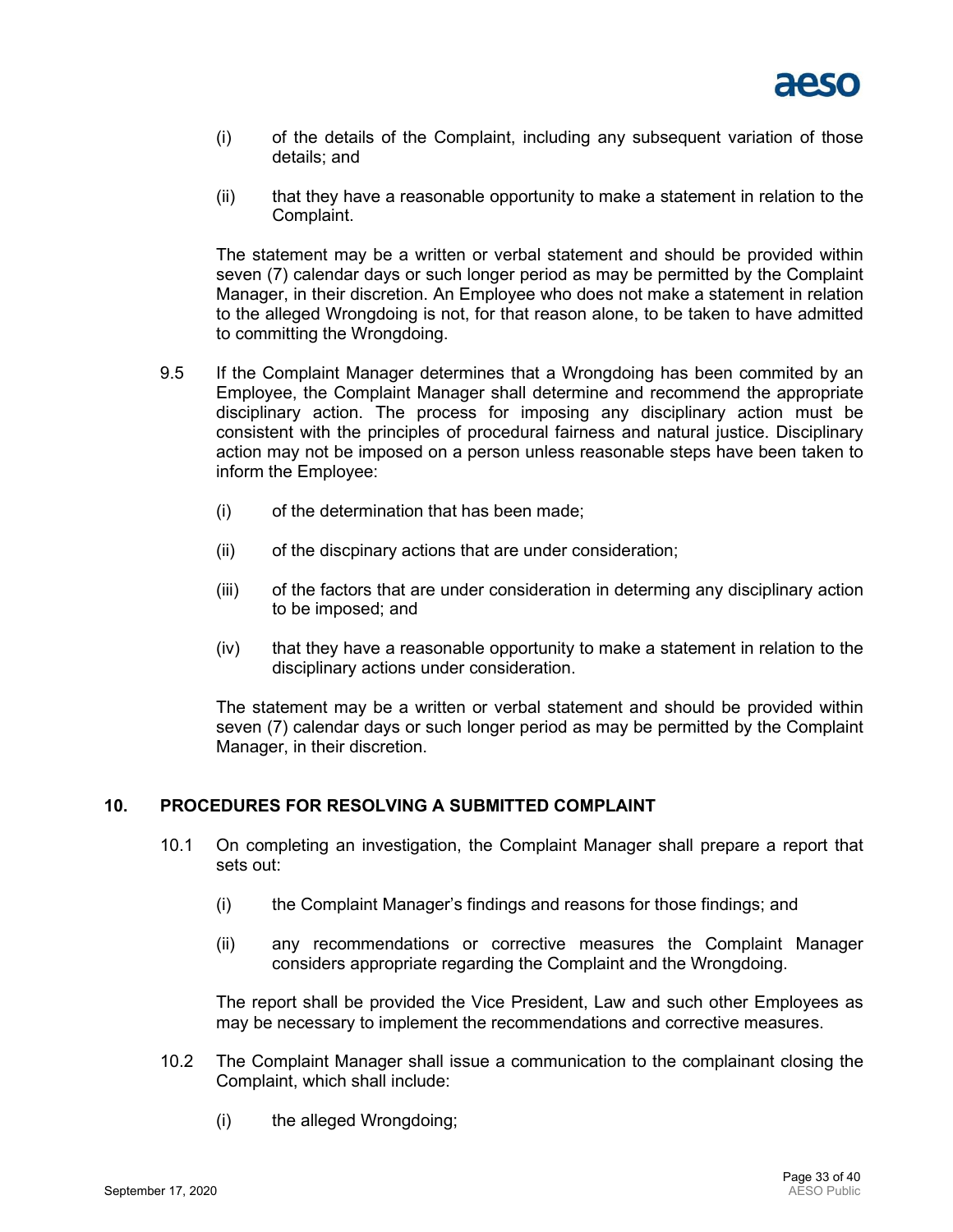(i) of the details of the Complaint, including any subsequent variation of those details; and

(ii) that they have a reasonable opportunity to make a statement in relation to the Complaint.

The statement may be a written or verbal statement and should be provided within seven (7) calendar days or such longer period as may be permitted by the Complaint Manager, in their discretion. An Employee who does not make a statement in relation to the alleged Wrongdoing is not, for that reason alone, to be taken to have admitted to committing the Wrongdoing.

9.5 If the Complaint Manager determines that a Wrongdoing has been commited by an Employee, the Complaint Manager shall determine and recommend the appropriate disciplinary action. The process for imposing any disciplinary action must be consistent with the principles of procedural fairness and natural justice. Disciplinary action may not be imposed on a person unless reasonable steps have been taken to inform the Employee:

(i) of the determination that has been made;

(ii) of the discpinary actions that are under consideration;

(iii) of the factors that are under consideration in determing any disciplinary action to be imposed; and

(iv) that they have a reasonable opportunity to make a statement in relation to the disciplinary actions under consideration.

The statement may be a written or verbal statement and should be provided within seven (7) calendar days or such longer period as may be permitted by the Complaint Manager, in their discretion.

## 10. PROCEDURES FOR RESOLVING A SUBMITTED COMPLAINT

10.1 On completing an investigation, the Complaint Manager shall prepare a report that sets out:

(i) the Complaint Manager's findings and reasons for those findings; and

(ii) any recommendations or corrective measures the Complaint Manager considers appropriate regarding the Complaint and the Wrongdoing.

The report shall be provided the Vice President, Law and such other Employees as may be necessary to implement the recommendations and corrective measures.

10.2 The Complaint Manager shall issue a communication to the complainant closing the Complaint, which shall include:

(i) the alleged Wrongdoing;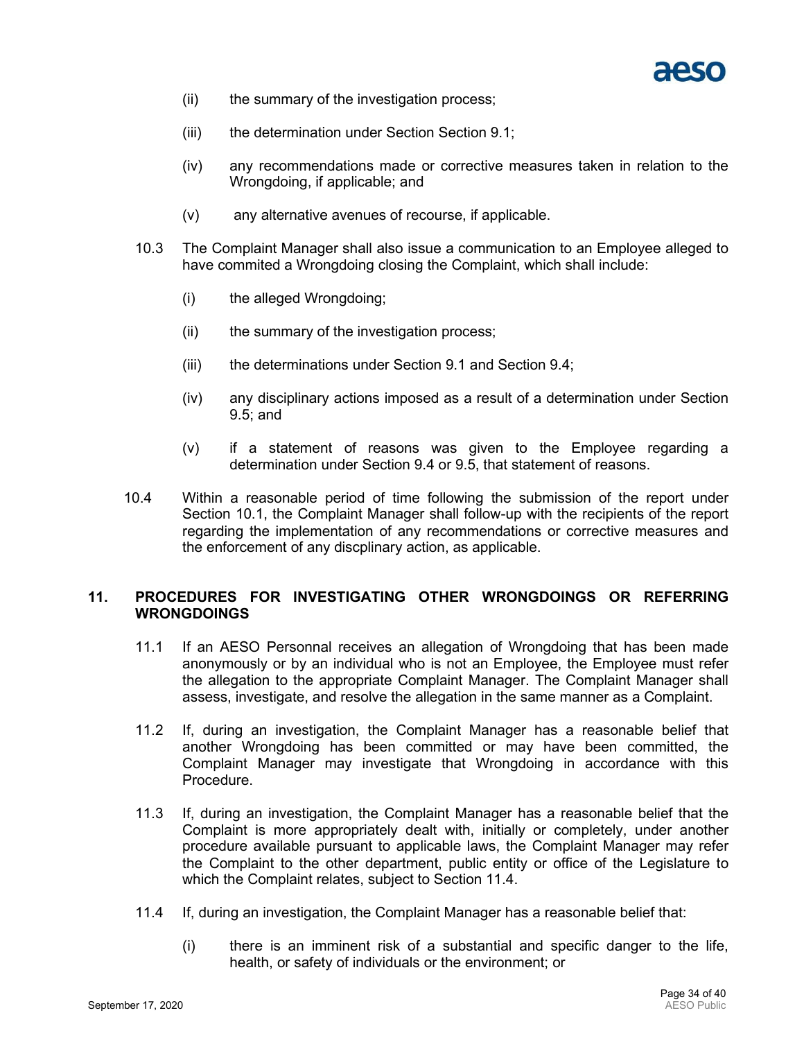(ii) the summary of the investigation process;

(iii) the determination under Section Section 9.1;

(iv) any recommendations made or corrective measures taken in relation to the Wrongdoing, if applicable; and

(v) any alternative avenues of recourse, if applicable.

10.3 The Complaint Manager shall also issue a communication to an Employee alleged to have commited a Wrongdoing closing the Complaint, which shall include:

(i) the alleged Wrongdoing;

(ii) the summary of the investigation process;

(iii) the determinations under Section 9.1 and Section 9.4;

(iv) any disciplinary actions imposed as a result of a determination under Section 9.5; and

(v) if a statement of reasons was given to the Employee regarding a determination under Section 9.4 or 9.5, that statement of reasons.

10.4 Within a reasonable period of time following the submission of the report under Section 10.1, the Complaint Manager shall follow-up with the recipients of the report regarding the implementation of any recommendations or corrective measures and the enforcement of any discplinary action, as applicable.

## 11. PROCEDURES FOR INVESTIGATING OTHER WRONGDOINGS OR REFERRING WRONGDOINGS

11.1 If an AESO Personnal receives an allegation of Wrongdoing that has been made anonymously or by an individual who is not an Employee, the Employee must refer the allegation to the appropriate Complaint Manager. The Complaint Manager shall assess, investigate, and resolve the allegation in the same manner as a Complaint.

11.2 If, during an investigation, the Complaint Manager has a reasonable belief that another Wrongdoing has been committed or may have been committed, the Complaint Manager may investigate that Wrongdoing in accordance with this Procedure.

11.3 If, during an investigation, the Complaint Manager has a reasonable belief that the Complaint is more appropriately dealt with, initially or completely, under another procedure available pursuant to applicable laws, the Complaint Manager may refer the Complaint to the other department, public entity or office of the Legislature to which the Complaint relates, subject to Section 11.4.

11.4 If, during an investigation, the Complaint Manager has a reasonable belief that:

(i) there is an imminent risk of a substantial and specific danger to the life, health, or safety of individuals or the environment; or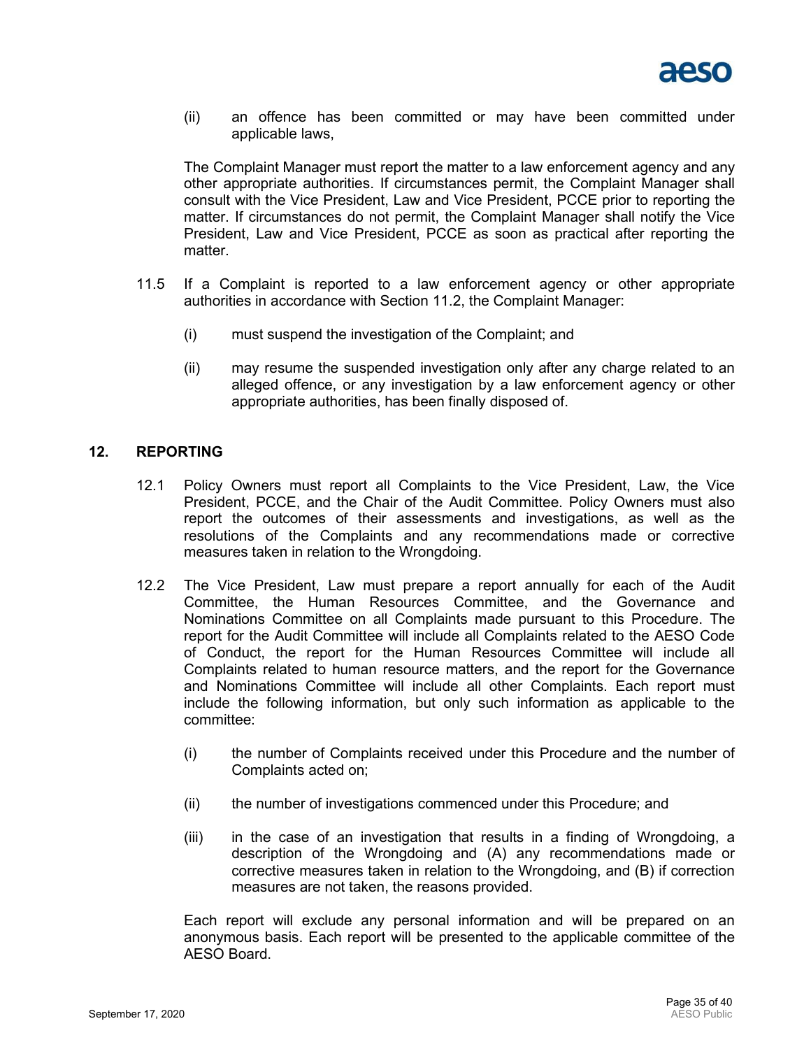(ii) an offence has been committed or may have been committed under applicable laws,

The Complaint Manager must report the matter to a law enforcement agency and any other appropriate authorities. If circumstances permit, the Complaint Manager shall consult with the Vice President, Law and Vice President, PCCE prior to reporting the matter. If circumstances do not permit, the Complaint Manager shall notify the Vice President, Law and Vice President, PCCE as soon as practical after reporting the matter.

11.5 If a Complaint is reported to a law enforcement agency or other appropriate authorities in accordance with Section 11.2, the Complaint Manager:

(i) must suspend the investigation of the Complaint; and

(ii) may resume the suspended investigation only after any charge related to an alleged offence, or any investigation by a law enforcement agency or other appropriate authorities, has been finally disposed of.

## 12. REPORTING

12.1 Policy Owners must report all Complaints to the Vice President, Law, the Vice President, PCCE, and the Chair of the Audit Committee. Policy Owners must also report the outcomes of their assessments and investigations, as well as the resolutions of the Complaints and any recommendations made or corrective measures taken in relation to the Wrongdoing.

12.2 The Vice President, Law must prepare a report annually for each of the Audit Committee, the Human Resources Committee, and the Governance and Nominations Committee on all Complaints made pursuant to this Procedure. The report for the Audit Committee will include all Complaints related to the AESO Code of Conduct, the report for the Human Resources Committee will include all Complaints related to human resource matters, and the report for the Governance and Nominations Committee will include all other Complaints. Each report must include the following information, but only such information as applicable to the committee:

(i) the number of Complaints received under this Procedure and the number of Complaints acted on;

(ii) the number of investigations commenced under this Procedure; and

(iii) in the case of an investigation that results in a finding of Wrongdoing, a description of the Wrongdoing and (A) any recommendations made or corrective measures taken in relation to the Wrongdoing, and (B) if correction measures are not taken, the reasons provided.

Each report will exclude any personal information and will be prepared on an anonymous basis. Each report will be presented to the applicable committee of the AESO Board.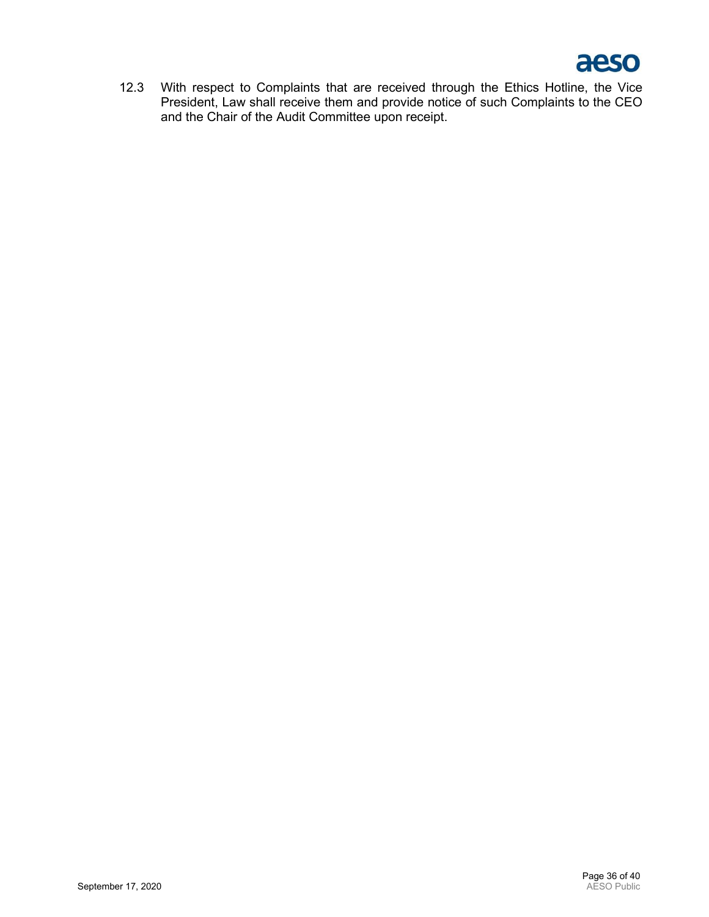12.3 With respect to Complaints that are received through the Ethics Hotline, the Vice President, Law shall receive them and provide notice of such Complaints to the CEO and the Chair of the Audit Committee upon receipt.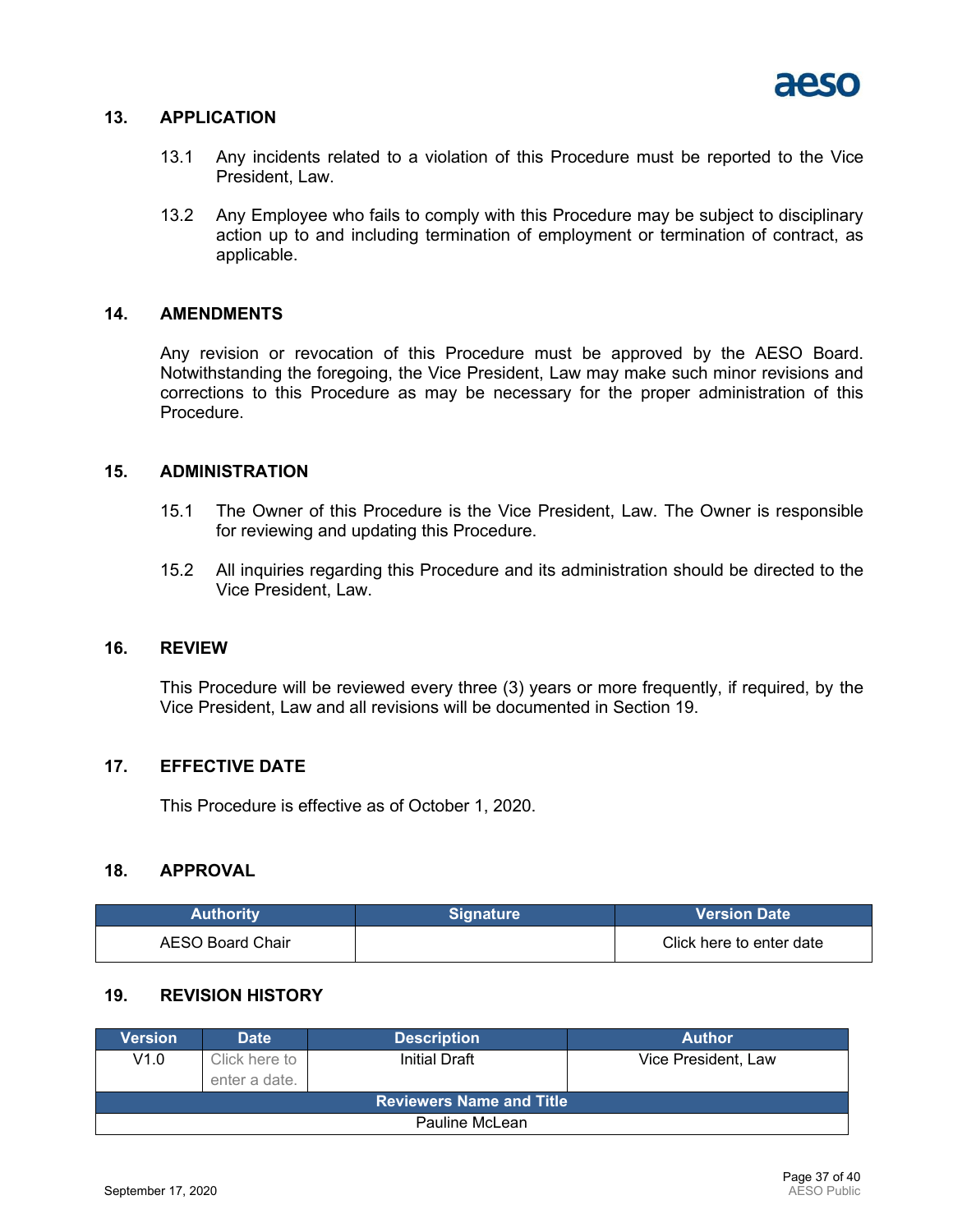## 13. APPLICATION

13.1 Any incidents related to a violation of this Procedure must be reported to the Vice President, Law.

13.2 Any Employee who fails to comply with this Procedure may be subject to disciplinary action up to and including termination of employment or termination of contract, as applicable.

## 14. AMENDMENTS

Any revision or revocation of this Procedure must be approved by the AESO Board. Notwithstanding the foregoing, the Vice President, Law may make such minor revisions and corrections to this Procedure as may be necessary for the proper administration of this Procedure.

## 15. ADMINISTRATION

15.1 The Owner of this Procedure is the Vice President, Law. The Owner is responsible for reviewing and updating this Procedure.

15.2 All inquiries regarding this Procedure and its administration should be directed to the Vice President, Law.

## 16. REVIEW

This Procedure will be reviewed every three (3) years or more frequently, if required, by the Vice President, Law and all revisions will be documented in Section 19.

## 17. EFFECTIVE DATE

This Procedure is effective as of October 1, 2020.

## 18. APPROVAL

| Authority | Signature | Version Date |
|---|---|---|
| AESO Board Chair | | Click here to enter date |

## 19. REVISION HISTORY

| Version | Date | Description | Author |
|---|---|---|---|
| V1.0 | Click here to enter a date. | Initial Draft | Vice President, Law |
| **Reviewers Name and Title** | | | |
| Pauline McLean | | | |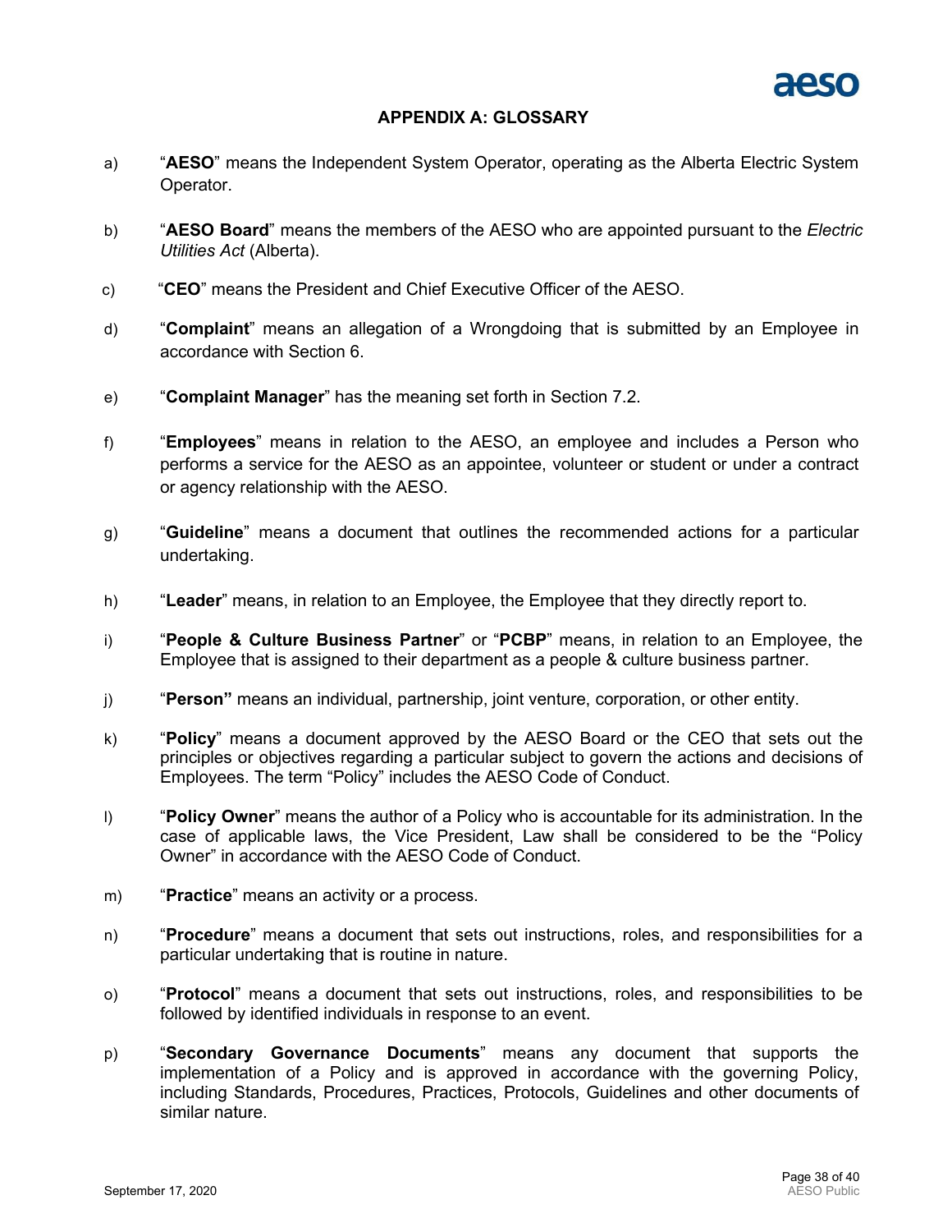## APPENDIX A: GLOSSARY

a) "**AESO**" means the Independent System Operator, operating as the Alberta Electric System Operator.

b) "**AESO Board**" means the members of the AESO who are appointed pursuant to the *Electric Utilities Act* (Alberta).

c) "**CEO**" means the President and Chief Executive Officer of the AESO.

d) "**Complaint**" means an allegation of a Wrongdoing that is submitted by an Employee in accordance with Section 6.

e) "**Complaint Manager**" has the meaning set forth in Section 7.2.

f) "**Employees**" means in relation to the AESO, an employee and includes a Person who performs a service for the AESO as an appointee, volunteer or student or under a contract or agency relationship with the AESO.

g) "**Guideline**" means a document that outlines the recommended actions for a particular undertaking.

h) "**Leader**" means, in relation to an Employee, the Employee that they directly report to.

i) "**People & Culture Business Partner**" or "**PCBP**" means, in relation to an Employee, the Employee that is assigned to their department as a people & culture business partner.

j) "**Person"** means an individual, partnership, joint venture, corporation, or other entity.

k) "**Policy**" means a document approved by the AESO Board or the CEO that sets out the principles or objectives regarding a particular subject to govern the actions and decisions of Employees. The term "Policy" includes the AESO Code of Conduct.

l) "**Policy Owner**" means the author of a Policy who is accountable for its administration. In the case of applicable laws, the Vice President, Law shall be considered to be the "Policy Owner" in accordance with the AESO Code of Conduct.

m) "**Practice**" means an activity or a process.

n) "**Procedure**" means a document that sets out instructions, roles, and responsibilities for a particular undertaking that is routine in nature.

o) "**Protocol**" means a document that sets out instructions, roles, and responsibilities to be followed by identified individuals in response to an event.

p) "**Secondary Governance Documents**" means any document that supports the implementation of a Policy and is approved in accordance with the governing Policy, including Standards, Procedures, Practices, Protocols, Guidelines and other documents of similar nature.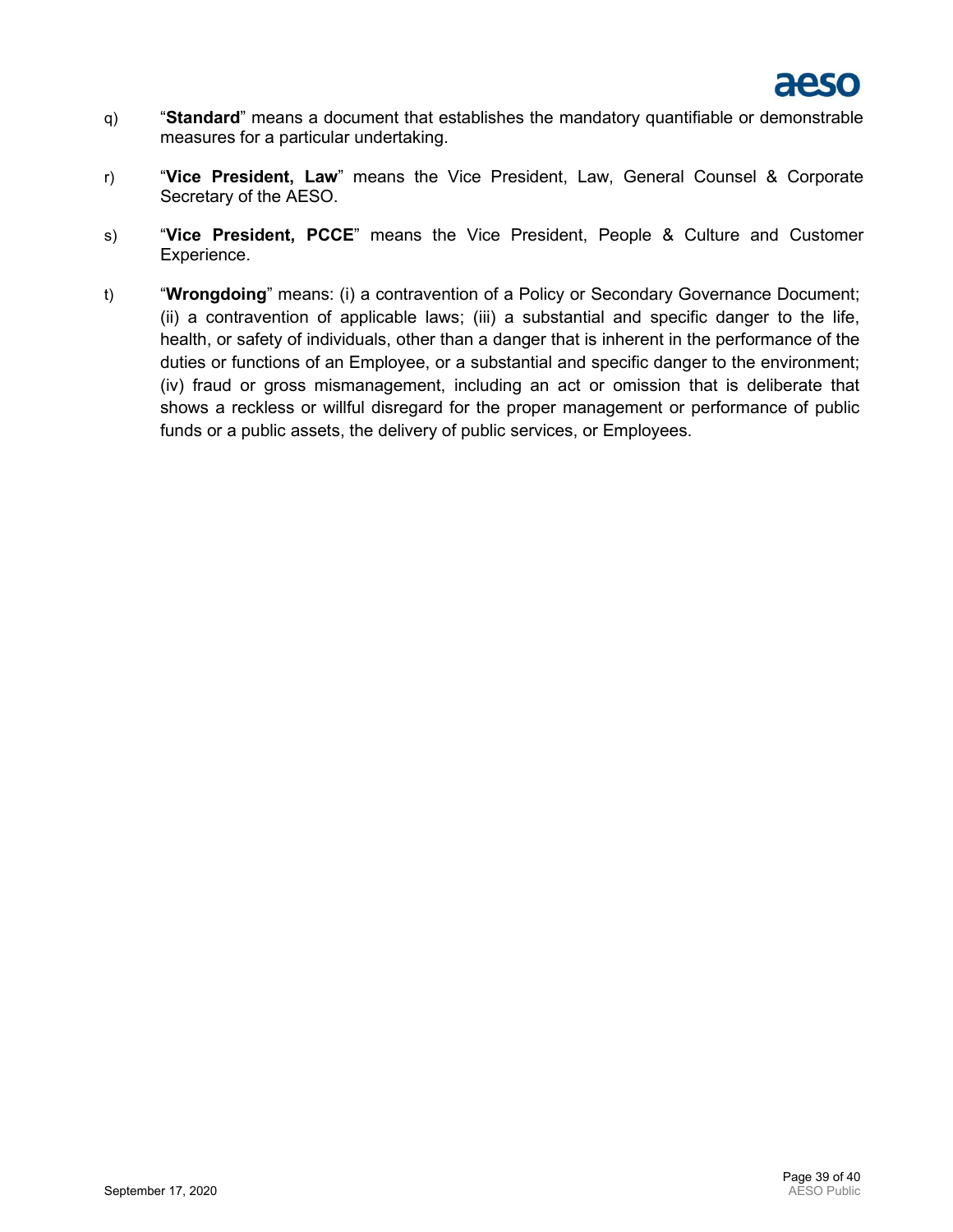q) "**Standard**" means a document that establishes the mandatory quantifiable or demonstrable measures for a particular undertaking.

r) "**Vice President, Law**" means the Vice President, Law, General Counsel & Corporate Secretary of the AESO.

s) "**Vice President, PCCE**" means the Vice President, People & Culture and Customer Experience.

t) "**Wrongdoing**" means: (i) a contravention of a Policy or Secondary Governance Document; (ii) a contravention of applicable laws; (iii) a substantial and specific danger to the life, health, or safety of individuals, other than a danger that is inherent in the performance of the duties or functions of an Employee, or a substantial and specific danger to the environment; (iv) fraud or gross mismanagement, including an act or omission that is deliberate that shows a reckless or willful disregard for the proper management or performance of public funds or a public assets, the delivery of public services, or Employees.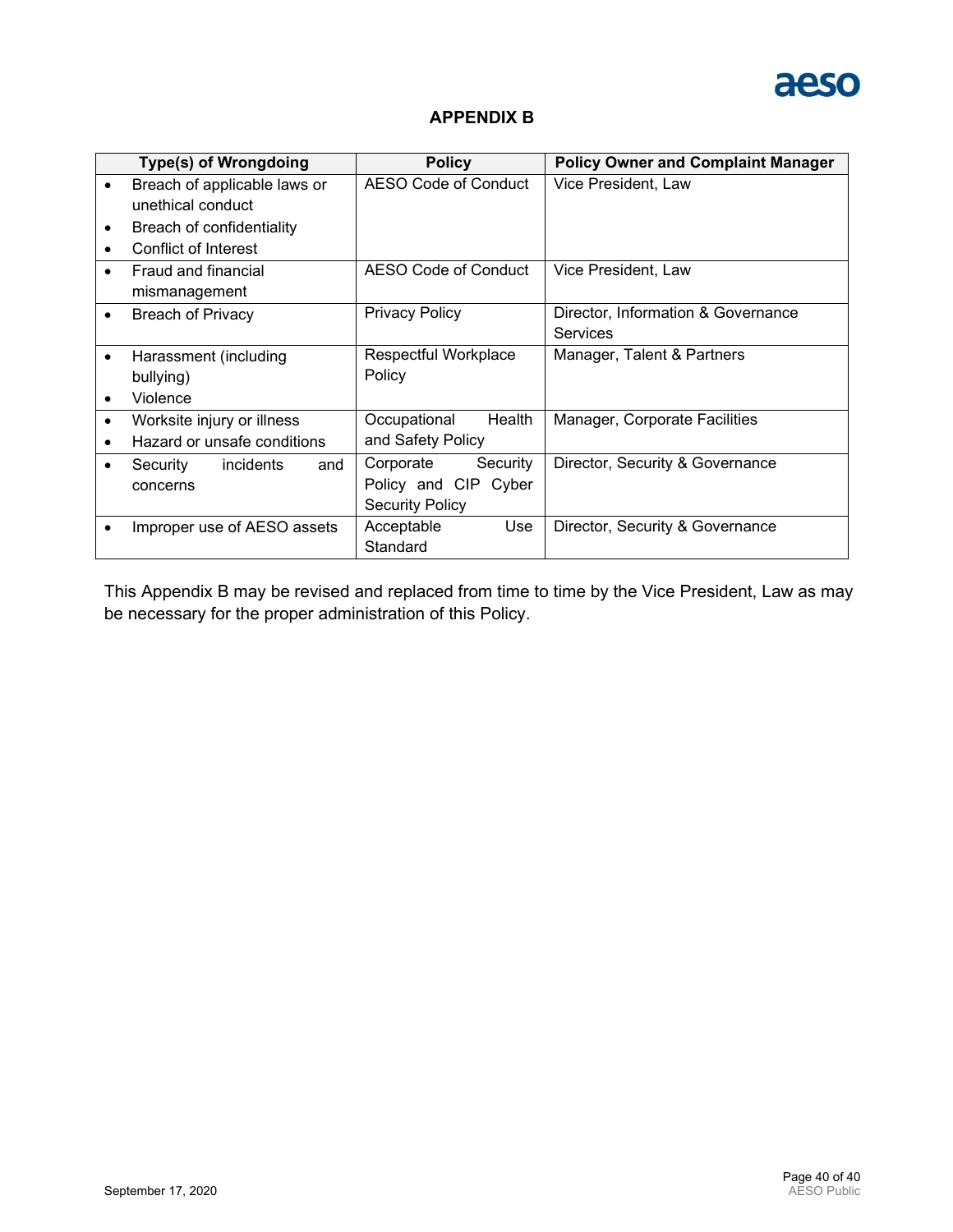## APPENDIX B

| Type(s) of Wrongdoing | Policy | Policy Owner and Complaint Manager |
|---|---|---|
| • Breach of applicable laws or unethical conduct<br>• Breach of confidentiality<br>• Conflict of Interest | AESO Code of Conduct | Vice President, Law |
| • Fraud and financial mismanagement | AESO Code of Conduct | Vice President, Law |
| • Breach of Privacy | Privacy Policy | Director, Information & Governance Services |
| • Harassment (including bullying)<br>• Violence | Respectful Workplace Policy | Manager, Talent & Partners |
| • Worksite injury or illness<br>• Hazard or unsafe conditions | Occupational Health and Safety Policy | Manager, Corporate Facilities |
| • Security incidents and concerns | Corporate Security Policy and CIP Cyber Security Policy | Director, Security & Governance |
| • Improper use of AESO assets | Acceptable Use Standard | Director, Security & Governance |

This Appendix B may be revised and replaced from time to time by the Vice President, Law as may be necessary for the proper administration of this Policy.